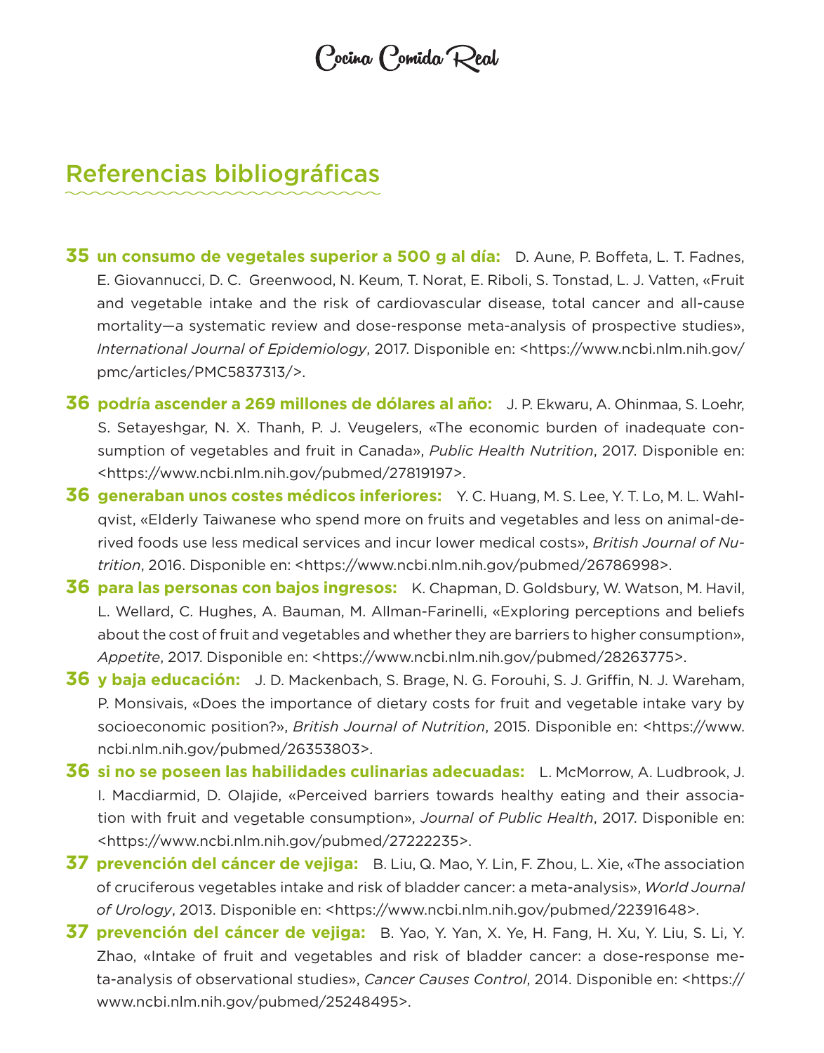## Referencias bibliográficas

**35 un consumo de vegetales superior a 500 g al día:** D. Aune, P. Boffeta, L. T. Fadnes, E. Giovannucci, D. C. Greenwood, N. Keum, T. Norat, E. Riboli, S. Tonstad, L. J. Vatten, «Fruit and vegetable intake and the risk of cardiovascular disease, total cancer and all-cause mortality—a systematic review and dose-response meta-analysis of prospective studies», *International Journal of Epidemiology*, 2017. Disponible en: <https://www.ncbi.nlm.nih.gov/pmc/articles/PMC5837313/>.

**36 podría ascender a 269 millones de dólares al año:** J. P. Ekwaru, A. Ohinmaa, S. Loehr, S. Setayeshgar, N. X. Thanh, P. J. Veugelers, «The economic burden of inadequate consumption of vegetables and fruit in Canada», *Public Health Nutrition*, 2017. Disponible en: <https://www.ncbi.nlm.nih.gov/pubmed/27819197>.

**36 generaban unos costes médicos inferiores:** Y. C. Huang, M. S. Lee, Y. T. Lo, M. L. Wahlqvist, «Elderly Taiwanese who spend more on fruits and vegetables and less on animal-derived foods use less medical services and incur lower medical costs», *British Journal of Nutrition*, 2016. Disponible en: <https://www.ncbi.nlm.nih.gov/pubmed/26786998>.

**36 para las personas con bajos ingresos:** K. Chapman, D. Goldsbury, W. Watson, M. Havil, L. Wellard, C. Hughes, A. Bauman, M. Allman-Farinelli, «Exploring perceptions and beliefs about the cost of fruit and vegetables and whether they are barriers to higher consumption», *Appetite*, 2017. Disponible en: <https://www.ncbi.nlm.nih.gov/pubmed/28263775>.

**36 y baja educación:** J. D. Mackenbach, S. Brage, N. G. Forouhi, S. J. Griffin, N. J. Wareham, P. Monsivais, «Does the importance of dietary costs for fruit and vegetable intake vary by socioeconomic position?», *British Journal of Nutrition*, 2015. Disponible en: <https://www.ncbi.nlm.nih.gov/pubmed/26353803>.

**36 si no se poseen las habilidades culinarias adecuadas:** L. McMorrow, A. Ludbrook, J. I. Macdiarmid, D. Olajide, «Perceived barriers towards healthy eating and their association with fruit and vegetable consumption», *Journal of Public Health*, 2017. Disponible en: <https://www.ncbi.nlm.nih.gov/pubmed/27222235>.

**37 prevención del cáncer de vejiga:** B. Liu, Q. Mao, Y. Lin, F. Zhou, L. Xie, «The association of cruciferous vegetables intake and risk of bladder cancer: a meta-analysis», *World Journal of Urology*, 2013. Disponible en: <https://www.ncbi.nlm.nih.gov/pubmed/22391648>.

**37 prevención del cáncer de vejiga:** B. Yao, Y. Yan, X. Ye, H. Fang, H. Xu, Y. Liu, S. Li, Y. Zhao, «Intake of fruit and vegetables and risk of bladder cancer: a dose-response meta-analysis of observational studies», *Cancer Causes Control*, 2014. Disponible en: <https://www.ncbi.nlm.nih.gov/pubmed/25248495>.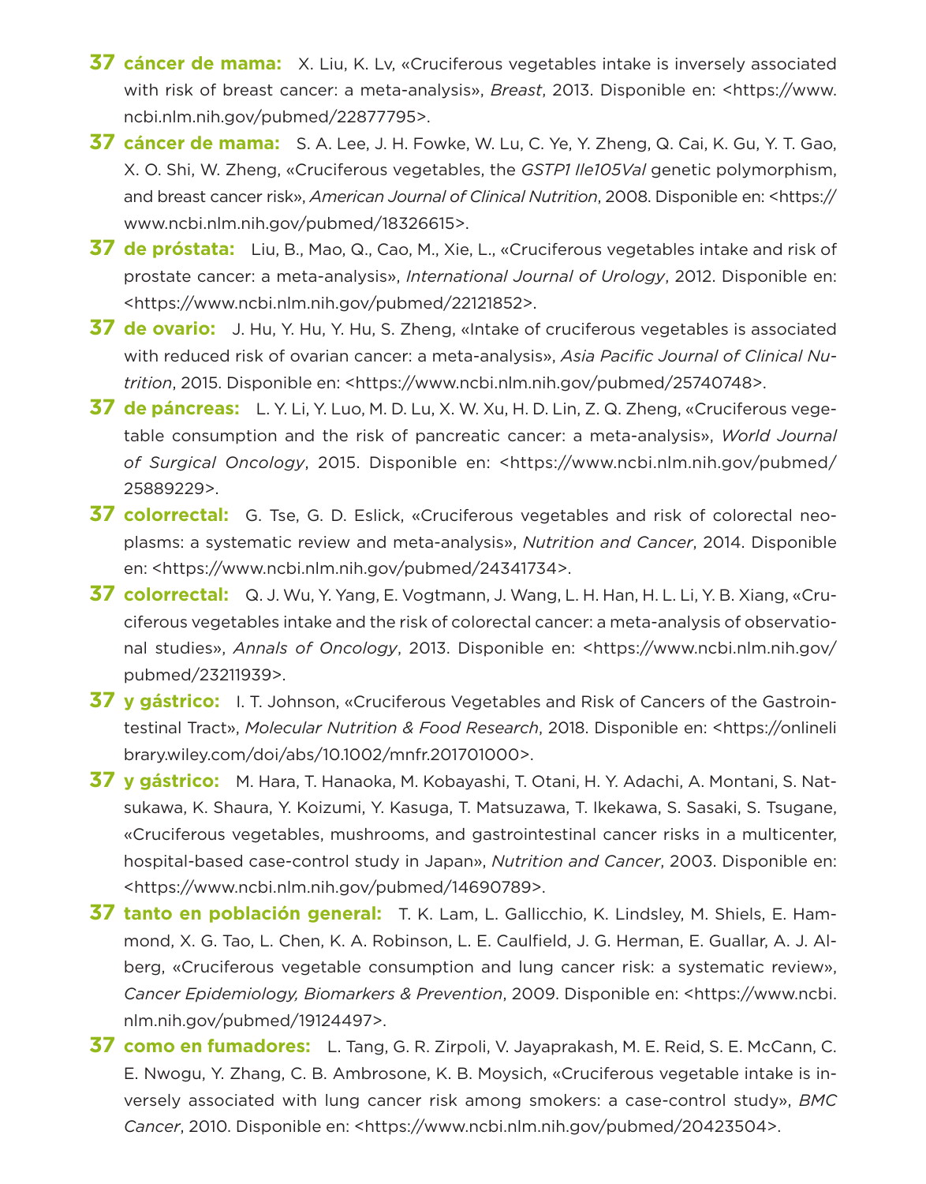**37 cáncer de mama:** X. Liu, K. Lv, «Cruciferous vegetables intake is inversely associated with risk of breast cancer: a meta-analysis», *Breast*, 2013. Disponible en: <https://www.ncbi.nlm.nih.gov/pubmed/22877795>.

**37 cáncer de mama:** S. A. Lee, J. H. Fowke, W. Lu, C. Ye, Y. Zheng, Q. Cai, K. Gu, Y. T. Gao, X. O. Shi, W. Zheng, «Cruciferous vegetables, the *GSTP1 Ile105Val* genetic polymorphism, and breast cancer risk», *American Journal of Clinical Nutrition*, 2008. Disponible en: <https://www.ncbi.nlm.nih.gov/pubmed/18326615>.

**37 de próstata:** Liu, B., Mao, Q., Cao, M., Xie, L., «Cruciferous vegetables intake and risk of prostate cancer: a meta-analysis», *International Journal of Urology*, 2012. Disponible en: <https://www.ncbi.nlm.nih.gov/pubmed/22121852>.

**37 de ovario:** J. Hu, Y. Hu, Y. Hu, S. Zheng, «Intake of cruciferous vegetables is associated with reduced risk of ovarian cancer: a meta-analysis», *Asia Pacific Journal of Clinical Nutrition*, 2015. Disponible en: <https://www.ncbi.nlm.nih.gov/pubmed/25740748>.

**37 de páncreas:** L. Y. Li, Y. Luo, M. D. Lu, X. W. Xu, H. D. Lin, Z. Q. Zheng, «Cruciferous vegetable consumption and the risk of pancreatic cancer: a meta-analysis», *World Journal of Surgical Oncology*, 2015. Disponible en: <https://www.ncbi.nlm.nih.gov/pubmed/25889229>.

**37 colorrectal:** G. Tse, G. D. Eslick, «Cruciferous vegetables and risk of colorectal neoplasms: a systematic review and meta-analysis», *Nutrition and Cancer*, 2014. Disponible en: <https://www.ncbi.nlm.nih.gov/pubmed/24341734>.

**37 colorrectal:** Q. J. Wu, Y. Yang, E. Vogtmann, J. Wang, L. H. Han, H. L. Li, Y. B. Xiang, «Cruciferous vegetables intake and the risk of colorectal cancer: a meta-analysis of observational studies», *Annals of Oncology*, 2013. Disponible en: <https://www.ncbi.nlm.nih.gov/pubmed/23211939>.

**37 y gástrico:** I. T. Johnson, «Cruciferous Vegetables and Risk of Cancers of the Gastrointestinal Tract», *Molecular Nutrition & Food Research*, 2018. Disponible en: <https://onlinelibrary.wiley.com/doi/abs/10.1002/mnfr.201701000>.

**37 y gástrico:** M. Hara, T. Hanaoka, M. Kobayashi, T. Otani, H. Y. Adachi, A. Montani, S. Natsukawa, K. Shaura, Y. Koizumi, Y. Kasuga, T. Matsuzawa, T. Ikekawa, S. Sasaki, S. Tsugane, «Cruciferous vegetables, mushrooms, and gastrointestinal cancer risks in a multicenter, hospital-based case-control study in Japan», *Nutrition and Cancer*, 2003. Disponible en: <https://www.ncbi.nlm.nih.gov/pubmed/14690789>.

**37 tanto en población general:** T. K. Lam, L. Gallicchio, K. Lindsley, M. Shiels, E. Hammond, X. G. Tao, L. Chen, K. A. Robinson, L. E. Caulfield, J. G. Herman, E. Guallar, A. J. Alberg, «Cruciferous vegetable consumption and lung cancer risk: a systematic review», *Cancer Epidemiology, Biomarkers & Prevention*, 2009. Disponible en: <https://www.ncbi.nlm.nih.gov/pubmed/19124497>.

**37 como en fumadores:** L. Tang, G. R. Zirpoli, V. Jayaprakash, M. E. Reid, S. E. McCann, C. E. Nwogu, Y. Zhang, C. B. Ambrosone, K. B. Moysich, «Cruciferous vegetable intake is inversely associated with lung cancer risk among smokers: a case-control study», *BMC Cancer*, 2010. Disponible en: <https://www.ncbi.nlm.nih.gov/pubmed/20423504>.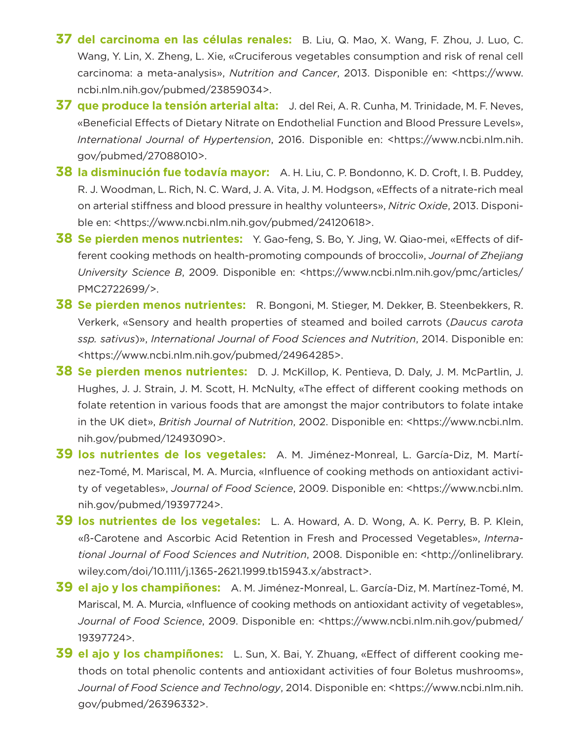**37** **del carcinoma en las células renales:** B. Liu, Q. Mao, X. Wang, F. Zhou, J. Luo, C. Wang, Y. Lin, X. Zheng, L. Xie, «Cruciferous vegetables consumption and risk of renal cell carcinoma: a meta-analysis», *Nutrition and Cancer*, 2013. Disponible en: <https://www.ncbi.nlm.nih.gov/pubmed/23859034>.

**37** **que produce la tensión arterial alta:** J. del Rei, A. R. Cunha, M. Trinidade, M. F. Neves, «Beneficial Effects of Dietary Nitrate on Endothelial Function and Blood Pressure Levels», *International Journal of Hypertension*, 2016. Disponible en: <https://www.ncbi.nlm.nih.gov/pubmed/27088010>.

**38** **la disminución fue todavía mayor:** A. H. Liu, C. P. Bondonno, K. D. Croft, I. B. Puddey, R. J. Woodman, L. Rich, N. C. Ward, J. A. Vita, J. M. Hodgson, «Effects of a nitrate-rich meal on arterial stiffness and blood pressure in healthy volunteers», *Nitric Oxide*, 2013. Disponible en: <https://www.ncbi.nlm.nih.gov/pubmed/24120618>.

**38** **Se pierden menos nutrientes:** Y. Gao-feng, S. Bo, Y. Jing, W. Qiao-mei, «Effects of different cooking methods on health-promoting compounds of broccoli», *Journal of Zhejiang University Science B*, 2009. Disponible en: <https://www.ncbi.nlm.nih.gov/pmc/articles/PMC2722699/>.

**38** **Se pierden menos nutrientes:** R. Bongoni, M. Stieger, M. Dekker, B. Steenbekkers, R. Verkerk, «Sensory and health properties of steamed and boiled carrots (*Daucus carota ssp. sativus*)», *International Journal of Food Sciences and Nutrition*, 2014. Disponible en: <https://www.ncbi.nlm.nih.gov/pubmed/24964285>.

**38** **Se pierden menos nutrientes:** D. J. McKillop, K. Pentieva, D. Daly, J. M. McPartlin, J. Hughes, J. J. Strain, J. M. Scott, H. McNulty, «The effect of different cooking methods on folate retention in various foods that are amongst the major contributors to folate intake in the UK diet», *British Journal of Nutrition*, 2002. Disponible en: <https://www.ncbi.nlm.nih.gov/pubmed/12493090>.

**39** **los nutrientes de los vegetales:** A. M. Jiménez-Monreal, L. García-Diz, M. Martínez-Tomé, M. Mariscal, M. A. Murcia, «Influence of cooking methods on antioxidant activity of vegetables», *Journal of Food Science*, 2009. Disponible en: <https://www.ncbi.nlm.nih.gov/pubmed/19397724>.

**39** **los nutrientes de los vegetales:** L. A. Howard, A. D. Wong, A. K. Perry, B. P. Klein, «ß-Carotene and Ascorbic Acid Retention in Fresh and Processed Vegetables», *International Journal of Food Sciences and Nutrition*, 2008. Disponible en: <http://onlinelibrary.wiley.com/doi/10.1111/j.1365-2621.1999.tb15943.x/abstract>.

**39** **el ajo y los champiñones:** A. M. Jiménez-Monreal, L. García-Diz, M. Martínez-Tomé, M. Mariscal, M. A. Murcia, «Influence of cooking methods on antioxidant activity of vegetables», *Journal of Food Science*, 2009. Disponible en: <https://www.ncbi.nlm.nih.gov/pubmed/19397724>.

**39** **el ajo y los champiñones:** L. Sun, X. Bai, Y. Zhuang, «Effect of different cooking methods on total phenolic contents and antioxidant activities of four Boletus mushrooms», *Journal of Food Science and Technology*, 2014. Disponible en: <https://www.ncbi.nlm.nih.gov/pubmed/26396332>.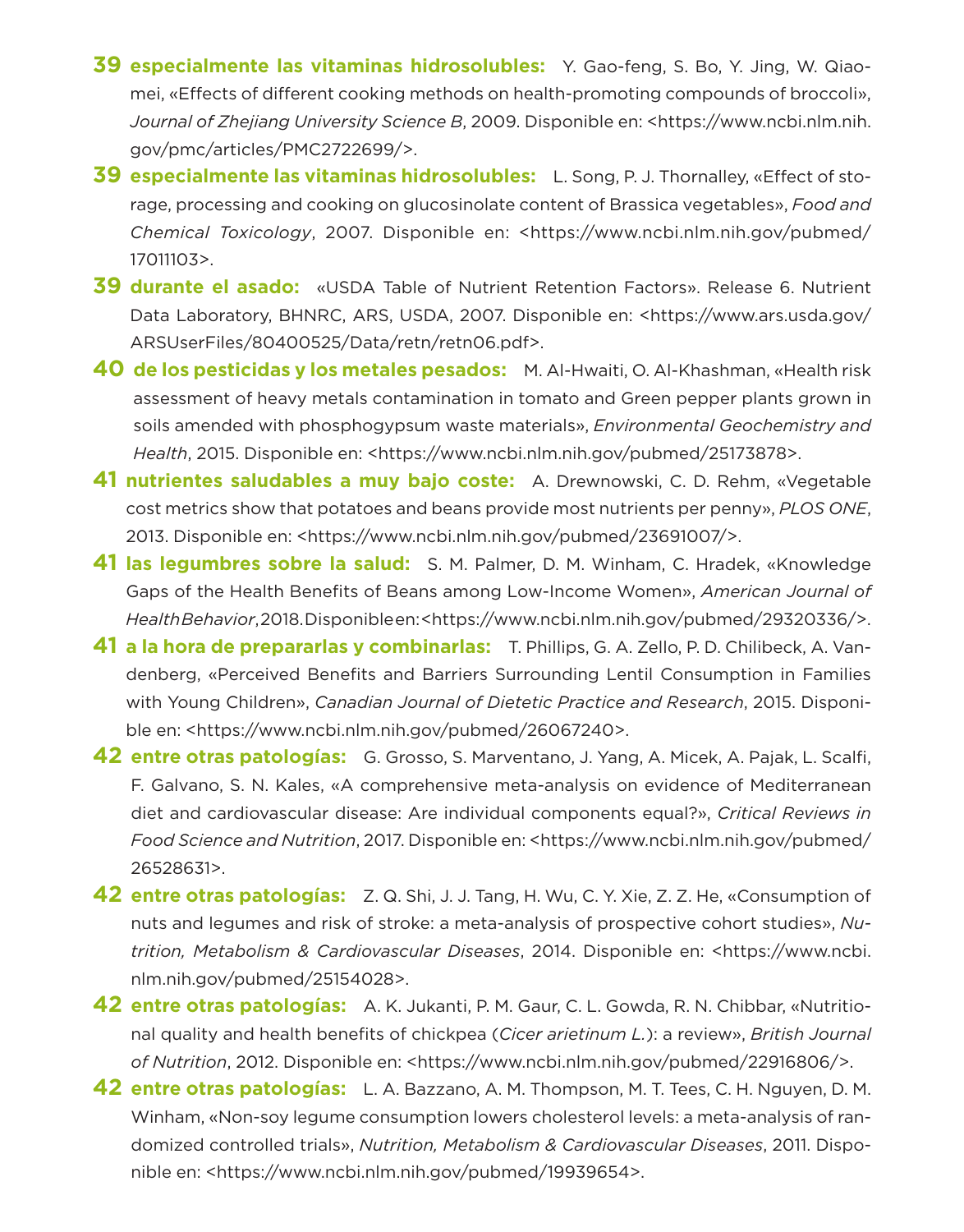**39 especialmente las vitaminas hidrosolubles:** Y. Gao-feng, S. Bo, Y. Jing, W. Qiao-mei, «Effects of different cooking methods on health-promoting compounds of broccoli», *Journal of Zhejiang University Science B*, 2009. Disponible en: <https://www.ncbi.nlm.nih.gov/pmc/articles/PMC2722699/>.

**39 especialmente las vitaminas hidrosolubles:** L. Song, P. J. Thornalley, «Effect of storage, processing and cooking on glucosinolate content of Brassica vegetables», *Food and Chemical Toxicology*, 2007. Disponible en: <https://www.ncbi.nlm.nih.gov/pubmed/17011103>.

**39 durante el asado:** «USDA Table of Nutrient Retention Factors». Release 6. Nutrient Data Laboratory, BHNRC, ARS, USDA, 2007. Disponible en: <https://www.ars.usda.gov/ARSUserFiles/80400525/Data/retn/retn06.pdf>.

**40 de los pesticidas y los metales pesados:** M. Al-Hwaiti, O. Al-Khashman, «Health risk assessment of heavy metals contamination in tomato and Green pepper plants grown in soils amended with phosphogypsum waste materials», *Environmental Geochemistry and Health*, 2015. Disponible en: <https://www.ncbi.nlm.nih.gov/pubmed/25173878>.

**41 nutrientes saludables a muy bajo coste:** A. Drewnowski, C. D. Rehm, «Vegetable cost metrics show that potatoes and beans provide most nutrients per penny», *PLOS ONE*, 2013. Disponible en: <https://www.ncbi.nlm.nih.gov/pubmed/23691007/>.

**41 las legumbres sobre la salud:** S. M. Palmer, D. M. Winham, C. Hradek, «Knowledge Gaps of the Health Benefits of Beans among Low-Income Women», *American Journal of Health Behavior*, 2018. Disponible en: <https://www.ncbi.nlm.nih.gov/pubmed/29320336/>.

**41 a la hora de prepararlas y combinarlas:** T. Phillips, G. A. Zello, P. D. Chilibeck, A. Vandenberg, «Perceived Benefits and Barriers Surrounding Lentil Consumption in Families with Young Children», *Canadian Journal of Dietetic Practice and Research*, 2015. Disponible en: <https://www.ncbi.nlm.nih.gov/pubmed/26067240>.

**42 entre otras patologías:** G. Grosso, S. Marventano, J. Yang, A. Micek, A. Pajak, L. Scalfi, F. Galvano, S. N. Kales, «A comprehensive meta-analysis on evidence of Mediterranean diet and cardiovascular disease: Are individual components equal?», *Critical Reviews in Food Science and Nutrition*, 2017. Disponible en: <https://www.ncbi.nlm.nih.gov/pubmed/26528631>.

**42 entre otras patologías:** Z. Q. Shi, J. J. Tang, H. Wu, C. Y. Xie, Z. Z. He, «Consumption of nuts and legumes and risk of stroke: a meta-analysis of prospective cohort studies», *Nutrition, Metabolism & Cardiovascular Diseases*, 2014. Disponible en: <https://www.ncbi.nlm.nih.gov/pubmed/25154028>.

**42 entre otras patologías:** A. K. Jukanti, P. M. Gaur, C. L. Gowda, R. N. Chibbar, «Nutritional quality and health benefits of chickpea (*Cicer arietinum L.*): a review», *British Journal of Nutrition*, 2012. Disponible en: <https://www.ncbi.nlm.nih.gov/pubmed/22916806/>.

**42 entre otras patologías:** L. A. Bazzano, A. M. Thompson, M. T. Tees, C. H. Nguyen, D. M. Winham, «Non-soy legume consumption lowers cholesterol levels: a meta-analysis of randomized controlled trials», *Nutrition, Metabolism & Cardiovascular Diseases*, 2011. Disponible en: <https://www.ncbi.nlm.nih.gov/pubmed/19939654>.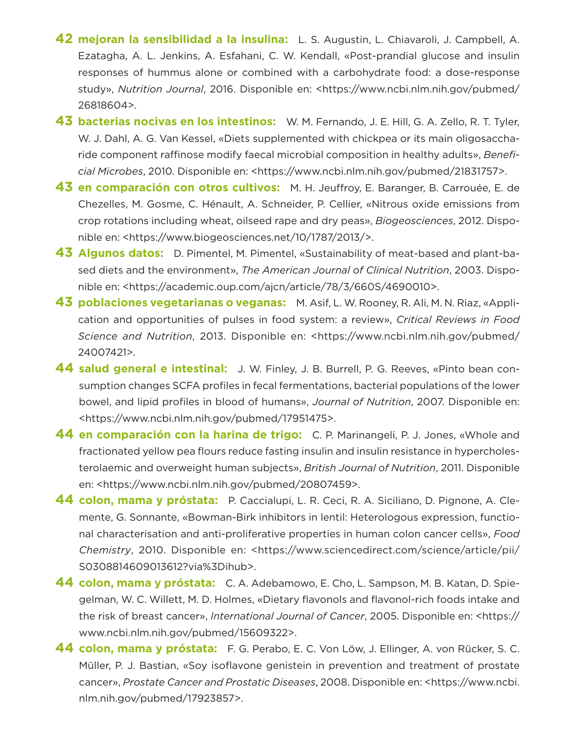**42 mejoran la sensibilidad a la insulina:** L. S. Augustin, L. Chiavaroli, J. Campbell, A. Ezatagha, A. L. Jenkins, A. Esfahani, C. W. Kendall, «Post-prandial glucose and insulin responses of hummus alone or combined with a carbohydrate food: a dose-response study», *Nutrition Journal*, 2016. Disponible en: <https://www.ncbi.nlm.nih.gov/pubmed/26818604>.

**43 bacterias nocivas en los intestinos:** W. M. Fernando, J. E. Hill, G. A. Zello, R. T. Tyler, W. J. Dahl, A. G. Van Kessel, «Diets supplemented with chickpea or its main oligosaccharide component raffinose modify faecal microbial composition in healthy adults», *Beneficial Microbes*, 2010. Disponible en: <https://www.ncbi.nlm.nih.gov/pubmed/21831757>.

**43 en comparación con otros cultivos:** M. H. Jeuffroy, E. Baranger, B. Carrouée, E. de Chezelles, M. Gosme, C. Hénault, A. Schneider, P. Cellier, «Nitrous oxide emissions from crop rotations including wheat, oilseed rape and dry peas», *Biogeosciences*, 2012. Disponible en: <https://www.biogeosciences.net/10/1787/2013/>.

**43 Algunos datos:** D. Pimentel, M. Pimentel, «Sustainability of meat-based and plant-based diets and the environment», *The American Journal of Clinical Nutrition*, 2003. Disponible en: <https://academic.oup.com/ajcn/article/78/3/660S/4690010>.

**43 poblaciones vegetarianas o veganas:** M. Asif, L. W. Rooney, R. Ali, M. N. Riaz, «Application and opportunities of pulses in food system: a review», *Critical Reviews in Food Science and Nutrition*, 2013. Disponible en: <https://www.ncbi.nlm.nih.gov/pubmed/24007421>.

**44 salud general e intestinal:** J. W. Finley, J. B. Burrell, P. G. Reeves, «Pinto bean consumption changes SCFA profiles in fecal fermentations, bacterial populations of the lower bowel, and lipid profiles in blood of humans», *Journal of Nutrition*, 2007. Disponible en: <https://www.ncbi.nlm.nih.gov/pubmed/17951475>.

**44 en comparación con la harina de trigo:** C. P. Marinangeli, P. J. Jones, «Whole and fractionated yellow pea flours reduce fasting insulin and insulin resistance in hypercholesterolaemic and overweight human subjects», *British Journal of Nutrition*, 2011. Disponible en: <https://www.ncbi.nlm.nih.gov/pubmed/20807459>.

**44 colon, mama y próstata:** P. Caccialupi, L. R. Ceci, R. A. Siciliano, D. Pignone, A. Clemente, G. Sonnante, «Bowman-Birk inhibitors in lentil: Heterologous expression, functional characterisation and anti-proliferative properties in human colon cancer cells», *Food Chemistry*, 2010. Disponible en: <https://www.sciencedirect.com/science/article/pii/S0308814609013612?via%3Dihub>.

**44 colon, mama y próstata:** C. A. Adebamowo, E. Cho, L. Sampson, M. B. Katan, D. Spiegelman, W. C. Willett, M. D. Holmes, «Dietary flavonols and flavonol-rich foods intake and the risk of breast cancer», *International Journal of Cancer*, 2005. Disponible en: <https://www.ncbi.nlm.nih.gov/pubmed/15609322>.

**44 colon, mama y próstata:** F. G. Perabo, E. C. Von Löw, J. Ellinger, A. von Rücker, S. C. Müller, P. J. Bastian, «Soy isoflavone genistein in prevention and treatment of prostate cancer», *Prostate Cancer and Prostatic Diseases*, 2008. Disponible en: <https://www.ncbi.nlm.nih.gov/pubmed/17923857>.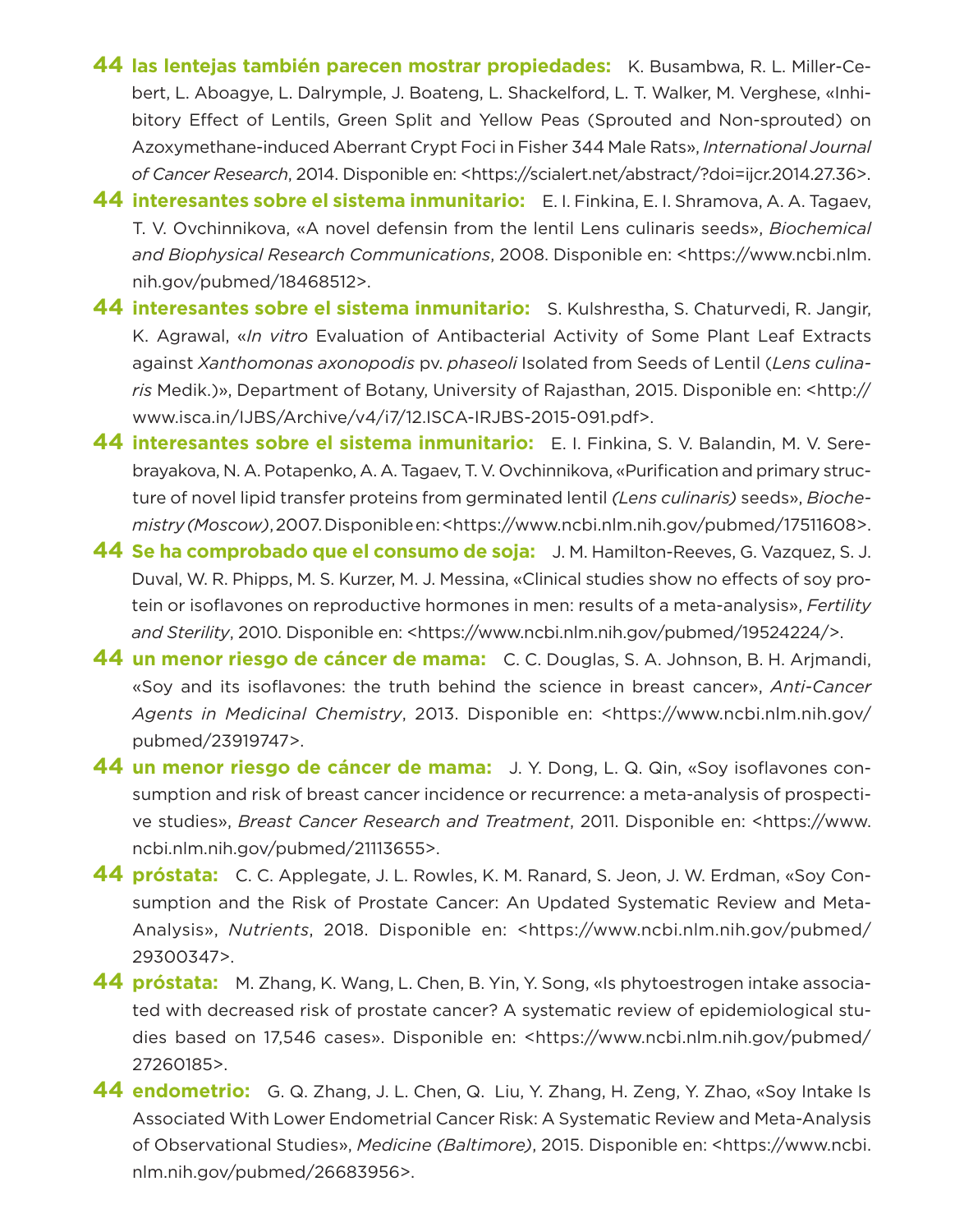**44 las lentejas también parecen mostrar propiedades:** K. Busambwa, R. L. Miller-Cebert, L. Aboagye, L. Dalrymple, J. Boateng, L. Shackelford, L. T. Walker, M. Verghese, «Inhibitory Effect of Lentils, Green Split and Yellow Peas (Sprouted and Non-sprouted) on Azoxymethane-induced Aberrant Crypt Foci in Fisher 344 Male Rats», *International Journal of Cancer Research*, 2014. Disponible en: <https://scialert.net/abstract/?doi=ijcr.2014.27.36>.

**44 interesantes sobre el sistema inmunitario:** E. I. Finkina, E. I. Shramova, A. A. Tagaev, T. V. Ovchinnikova, «A novel defensin from the lentil Lens culinaris seeds», *Biochemical and Biophysical Research Communications*, 2008. Disponible en: <https://www.ncbi.nlm.nih.gov/pubmed/18468512>.

**44 interesantes sobre el sistema inmunitario:** S. Kulshrestha, S. Chaturvedi, R. Jangir, K. Agrawal, «*In vitro* Evaluation of Antibacterial Activity of Some Plant Leaf Extracts against *Xanthomonas axonopodis* pv. *phaseoli* Isolated from Seeds of Lentil (*Lens culinaris* Medik.)», Department of Botany, University of Rajasthan, 2015. Disponible en: <http://www.isca.in/IJBS/Archive/v4/i7/12.ISCA-IRJBS-2015-091.pdf>.

**44 interesantes sobre el sistema inmunitario:** E. I. Finkina, S. V. Balandin, M. V. Serebrayakova, N. A. Potapenko, A. A. Tagaev, T. V. Ovchinnikova, «Purification and primary structure of novel lipid transfer proteins from germinated lentil *(Lens culinaris)* seeds», *Biochemistry (Moscow)*, 2007. Disponible en: <https://www.ncbi.nlm.nih.gov/pubmed/17511608>.

**44 Se ha comprobado que el consumo de soja:** J. M. Hamilton-Reeves, G. Vazquez, S. J. Duval, W. R. Phipps, M. S. Kurzer, M. J. Messina, «Clinical studies show no effects of soy protein or isoflavones on reproductive hormones in men: results of a meta-analysis», *Fertility and Sterility*, 2010. Disponible en: <https://www.ncbi.nlm.nih.gov/pubmed/19524224/>.

**44 un menor riesgo de cáncer de mama:** C. C. Douglas, S. A. Johnson, B. H. Arjmandi, «Soy and its isoflavones: the truth behind the science in breast cancer», *Anti-Cancer Agents in Medicinal Chemistry*, 2013. Disponible en: <https://www.ncbi.nlm.nih.gov/pubmed/23919747>.

**44 un menor riesgo de cáncer de mama:** J. Y. Dong, L. Q. Qin, «Soy isoflavones consumption and risk of breast cancer incidence or recurrence: a meta-analysis of prospective studies», *Breast Cancer Research and Treatment*, 2011. Disponible en: <https://www.ncbi.nlm.nih.gov/pubmed/21113655>.

**44 próstata:** C. C. Applegate, J. L. Rowles, K. M. Ranard, S. Jeon, J. W. Erdman, «Soy Consumption and the Risk of Prostate Cancer: An Updated Systematic Review and Meta-Analysis», *Nutrients*, 2018. Disponible en: <https://www.ncbi.nlm.nih.gov/pubmed/29300347>.

**44 próstata:** M. Zhang, K. Wang, L. Chen, B. Yin, Y. Song, «Is phytoestrogen intake associated with decreased risk of prostate cancer? A systematic review of epidemiological studies based on 17,546 cases». Disponible en: <https://www.ncbi.nlm.nih.gov/pubmed/27260185>.

**44 endometrio:** G. Q. Zhang, J. L. Chen, Q. Liu, Y. Zhang, H. Zeng, Y. Zhao, «Soy Intake Is Associated With Lower Endometrial Cancer Risk: A Systematic Review and Meta-Analysis of Observational Studies», *Medicine (Baltimore)*, 2015. Disponible en: <https://www.ncbi.nlm.nih.gov/pubmed/26683956>.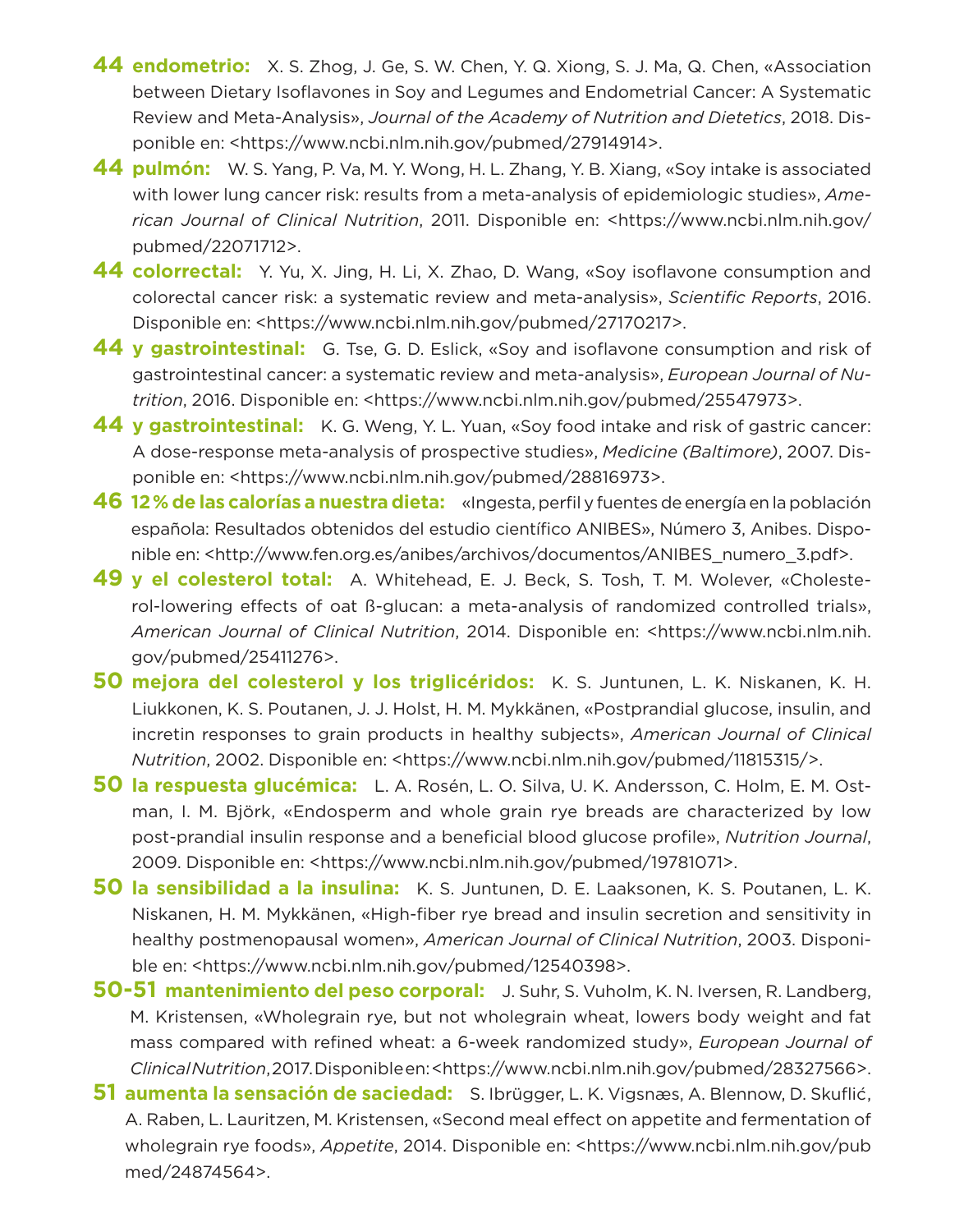**44 endometrio:** X. S. Zhog, J. Ge, S. W. Chen, Y. Q. Xiong, S. J. Ma, Q. Chen, «Association between Dietary Isoflavones in Soy and Legumes and Endometrial Cancer: A Systematic Review and Meta-Analysis», *Journal of the Academy of Nutrition and Dietetics*, 2018. Disponible en: <https://www.ncbi.nlm.nih.gov/pubmed/27914914>.

**44 pulmón:** W. S. Yang, P. Va, M. Y. Wong, H. L. Zhang, Y. B. Xiang, «Soy intake is associated with lower lung cancer risk: results from a meta-analysis of epidemiologic studies», *American Journal of Clinical Nutrition*, 2011. Disponible en: <https://www.ncbi.nlm.nih.gov/pubmed/22071712>.

**44 colorrectal:** Y. Yu, X. Jing, H. Li, X. Zhao, D. Wang, «Soy isoflavone consumption and colorectal cancer risk: a systematic review and meta-analysis», *Scientific Reports*, 2016. Disponible en: <https://www.ncbi.nlm.nih.gov/pubmed/27170217>.

**44 y gastrointestinal:** G. Tse, G. D. Eslick, «Soy and isoflavone consumption and risk of gastrointestinal cancer: a systematic review and meta-analysis», *European Journal of Nutrition*, 2016. Disponible en: <https://www.ncbi.nlm.nih.gov/pubmed/25547973>.

**44 y gastrointestinal:** K. G. Weng, Y. L. Yuan, «Soy food intake and risk of gastric cancer: A dose-response meta-analysis of prospective studies», *Medicine (Baltimore)*, 2007. Disponible en: <https://www.ncbi.nlm.nih.gov/pubmed/28816973>.

**46 12 % de las calorías a nuestra dieta:** «Ingesta, perfil y fuentes de energía en la población española: Resultados obtenidos del estudio científico ANIBES», Número 3, Anibes. Disponible en: <http://www.fen.org.es/anibes/archivos/documentos/ANIBES_numero_3.pdf>.

**49 y el colesterol total:** A. Whitehead, E. J. Beck, S. Tosh, T. M. Wolever, «Cholesterol-lowering effects of oat ß-glucan: a meta-analysis of randomized controlled trials», *American Journal of Clinical Nutrition*, 2014. Disponible en: <https://www.ncbi.nlm.nih.gov/pubmed/25411276>.

**50 mejora del colesterol y los triglicéridos:** K. S. Juntunen, L. K. Niskanen, K. H. Liukkonen, K. S. Poutanen, J. J. Holst, H. M. Mykkänen, «Postprandial glucose, insulin, and incretin responses to grain products in healthy subjects», *American Journal of Clinical Nutrition*, 2002. Disponible en: <https://www.ncbi.nlm.nih.gov/pubmed/11815315/>.

**50 la respuesta glucémica:** L. A. Rosén, L. O. Silva, U. K. Andersson, C. Holm, E. M. Ostman, I. M. Björk, «Endosperm and whole grain rye breads are characterized by low post-prandial insulin response and a beneficial blood glucose profile», *Nutrition Journal*, 2009. Disponible en: <https://www.ncbi.nlm.nih.gov/pubmed/19781071>.

**50 la sensibilidad a la insulina:** K. S. Juntunen, D. E. Laaksonen, K. S. Poutanen, L. K. Niskanen, H. M. Mykkänen, «High-fiber rye bread and insulin secretion and sensitivity in healthy postmenopausal women», *American Journal of Clinical Nutrition*, 2003. Disponible en: <https://www.ncbi.nlm.nih.gov/pubmed/12540398>.

**50-51 mantenimiento del peso corporal:** J. Suhr, S. Vuholm, K. N. Iversen, R. Landberg, M. Kristensen, «Wholegrain rye, but not wholegrain wheat, lowers body weight and fat mass compared with refined wheat: a 6-week randomized study», *European Journal of Clinical Nutrition*, 2017. Disponible en: <https://www.ncbi.nlm.nih.gov/pubmed/28327566>.

**51 aumenta la sensación de saciedad:** S. Ibrügger, L. K. Vigsnæs, A. Blennow, D. Skuflić, A. Raben, L. Lauritzen, M. Kristensen, «Second meal effect on appetite and fermentation of wholegrain rye foods», *Appetite*, 2014. Disponible en: <https://www.ncbi.nlm.nih.gov/pubmed/24874564>.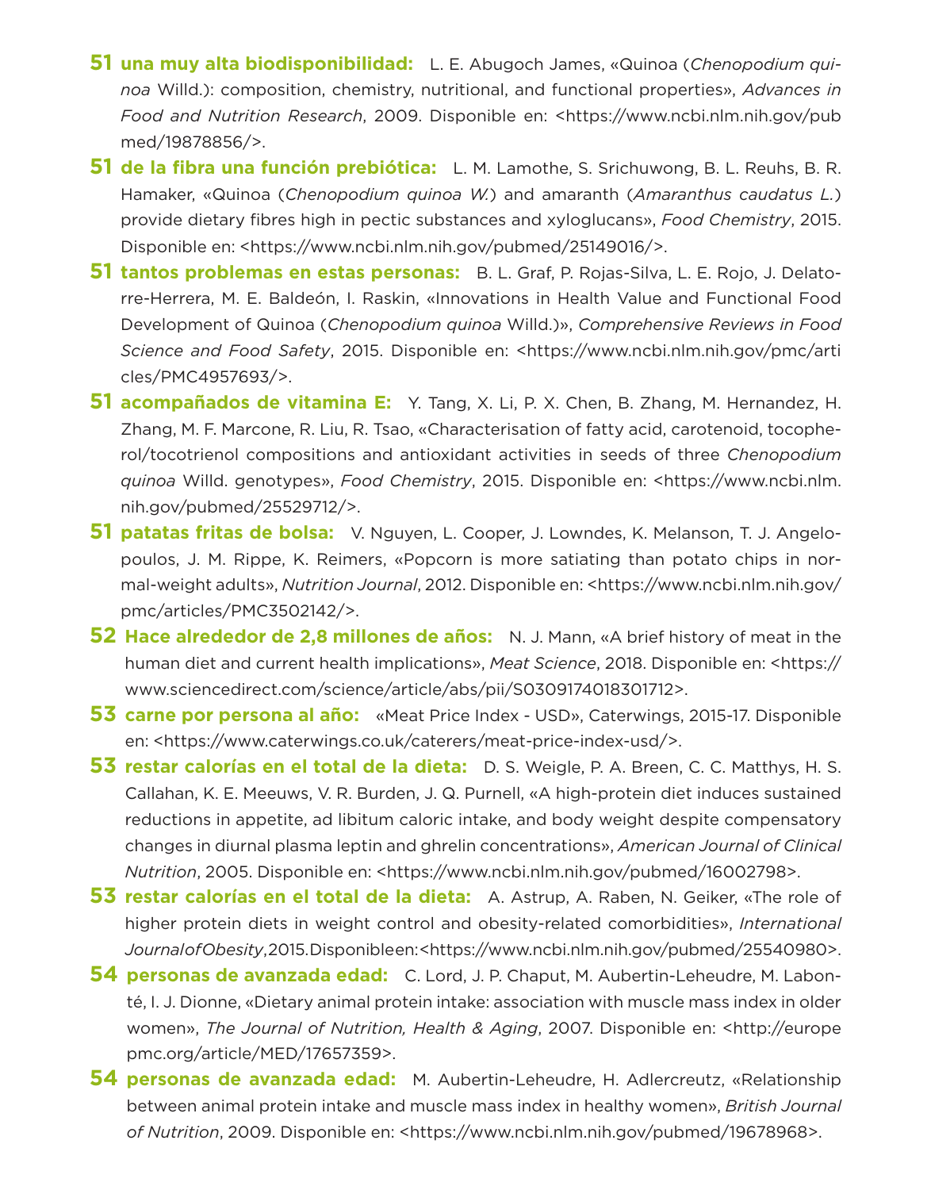**51 una muy alta biodisponibilidad:** L. E. Abugoch James, «Quinoa (*Chenopodium quinoa* Willd.): composition, chemistry, nutritional, and functional properties», *Advances in Food and Nutrition Research*, 2009. Disponible en: <https://www.ncbi.nlm.nih.gov/pubmed/19878856/>.

**51 de la fibra una función prebiótica:** L. M. Lamothe, S. Srichuwong, B. L. Reuhs, B. R. Hamaker, «Quinoa (*Chenopodium quinoa W.*) and amaranth (*Amaranthus caudatus L.*) provide dietary fibres high in pectic substances and xyloglucans», *Food Chemistry*, 2015. Disponible en: <https://www.ncbi.nlm.nih.gov/pubmed/25149016/>.

**51 tantos problemas en estas personas:** B. L. Graf, P. Rojas-Silva, L. E. Rojo, J. Delatorre-Herrera, M. E. Baldeón, I. Raskin, «Innovations in Health Value and Functional Food Development of Quinoa (*Chenopodium quinoa* Willd.)», *Comprehensive Reviews in Food Science and Food Safety*, 2015. Disponible en: <https://www.ncbi.nlm.nih.gov/pmc/articles/PMC4957693/>.

**51 acompañados de vitamina E:** Y. Tang, X. Li, P. X. Chen, B. Zhang, M. Hernandez, H. Zhang, M. F. Marcone, R. Liu, R. Tsao, «Characterisation of fatty acid, carotenoid, tocopherol/tocotrienol compositions and antioxidant activities in seeds of three *Chenopodium quinoa* Willd. genotypes», *Food Chemistry*, 2015. Disponible en: <https://www.ncbi.nlm.nih.gov/pubmed/25529712/>.

**51 patatas fritas de bolsa:** V. Nguyen, L. Cooper, J. Lowndes, K. Melanson, T. J. Angelopoulos, J. M. Rippe, K. Reimers, «Popcorn is more satiating than potato chips in normal-weight adults», *Nutrition Journal*, 2012. Disponible en: <https://www.ncbi.nlm.nih.gov/pmc/articles/PMC3502142/>.

**52 Hace alrededor de 2,8 millones de años:** N. J. Mann, «A brief history of meat in the human diet and current health implications», *Meat Science*, 2018. Disponible en: <https://www.sciencedirect.com/science/article/abs/pii/S0309174018301712>.

**53 carne por persona al año:** «Meat Price Index - USD», Caterwings, 2015-17. Disponible en: <https://www.caterwings.co.uk/caterers/meat-price-index-usd/>.

**53 restar calorías en el total de la dieta:** D. S. Weigle, P. A. Breen, C. C. Matthys, H. S. Callahan, K. E. Meeuws, V. R. Burden, J. Q. Purnell, «A high-protein diet induces sustained reductions in appetite, ad libitum caloric intake, and body weight despite compensatory changes in diurnal plasma leptin and ghrelin concentrations», *American Journal of Clinical Nutrition*, 2005. Disponible en: <https://www.ncbi.nlm.nih.gov/pubmed/16002798>.

**53 restar calorías en el total de la dieta:** A. Astrup, A. Raben, N. Geiker, «The role of higher protein diets in weight control and obesity-related comorbidities», *International Journal of Obesity*, 2015. Disponible en: <https://www.ncbi.nlm.nih.gov/pubmed/25540980>.

**54 personas de avanzada edad:** C. Lord, J. P. Chaput, M. Aubertin-Leheudre, M. Labonté, I. J. Dionne, «Dietary animal protein intake: association with muscle mass index in older women», *The Journal of Nutrition, Health & Aging*, 2007. Disponible en: <http://europepmc.org/article/MED/17657359>.

**54 personas de avanzada edad:** M. Aubertin-Leheudre, H. Adlercreutz, «Relationship between animal protein intake and muscle mass index in healthy women», *British Journal of Nutrition*, 2009. Disponible en: <https://www.ncbi.nlm.nih.gov/pubmed/19678968>.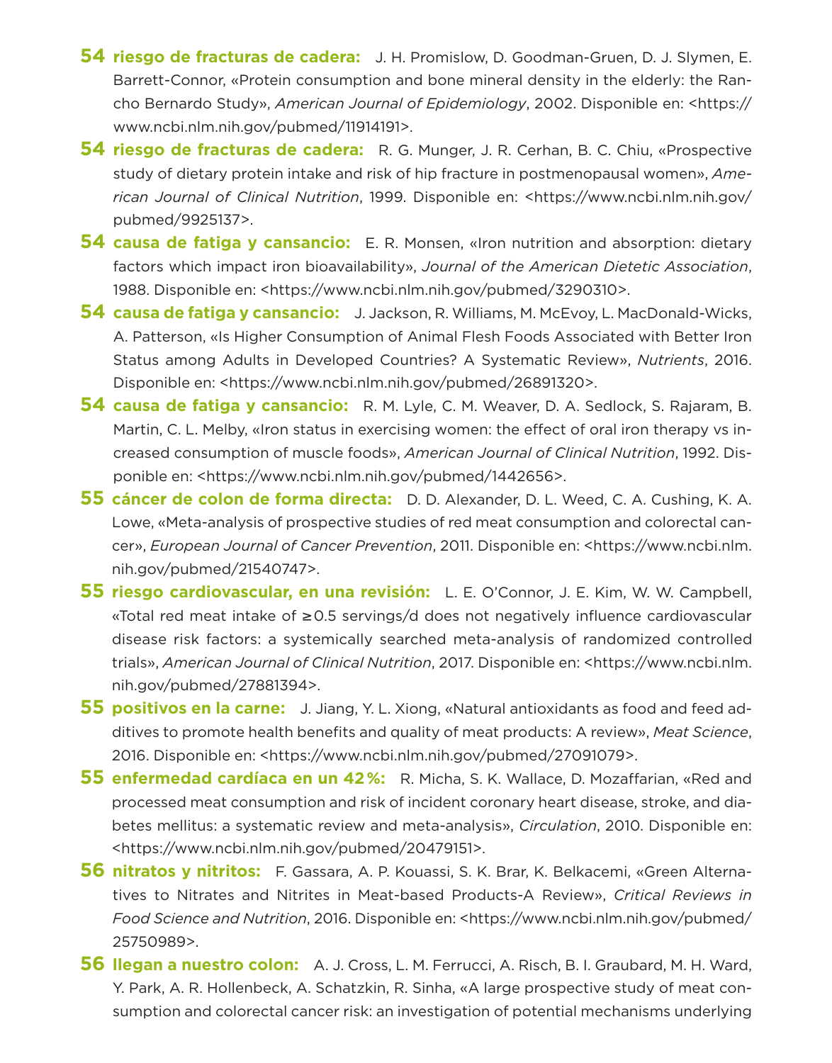**54 riesgo de fracturas de cadera:** J. H. Promislow, D. Goodman-Gruen, D. J. Slymen, E. Barrett-Connor, «Protein consumption and bone mineral density in the elderly: the Rancho Bernardo Study», *American Journal of Epidemiology*, 2002. Disponible en: <https://www.ncbi.nlm.nih.gov/pubmed/11914191>.

**54 riesgo de fracturas de cadera:** R. G. Munger, J. R. Cerhan, B. C. Chiu, «Prospective study of dietary protein intake and risk of hip fracture in postmenopausal women», *American Journal of Clinical Nutrition*, 1999. Disponible en: <https://www.ncbi.nlm.nih.gov/pubmed/9925137>.

**54 causa de fatiga y cansancio:** E. R. Monsen, «Iron nutrition and absorption: dietary factors which impact iron bioavailability», *Journal of the American Dietetic Association*, 1988. Disponible en: <https://www.ncbi.nlm.nih.gov/pubmed/3290310>.

**54 causa de fatiga y cansancio:** J. Jackson, R. Williams, M. McEvoy, L. MacDonald-Wicks, A. Patterson, «Is Higher Consumption of Animal Flesh Foods Associated with Better Iron Status among Adults in Developed Countries? A Systematic Review», *Nutrients*, 2016. Disponible en: <https://www.ncbi.nlm.nih.gov/pubmed/26891320>.

**54 causa de fatiga y cansancio:** R. M. Lyle, C. M. Weaver, D. A. Sedlock, S. Rajaram, B. Martin, C. L. Melby, «Iron status in exercising women: the effect of oral iron therapy vs increased consumption of muscle foods», *American Journal of Clinical Nutrition*, 1992. Disponible en: <https://www.ncbi.nlm.nih.gov/pubmed/1442656>.

**55 cáncer de colon de forma directa:** D. D. Alexander, D. L. Weed, C. A. Cushing, K. A. Lowe, «Meta-analysis of prospective studies of red meat consumption and colorectal cancer», *European Journal of Cancer Prevention*, 2011. Disponible en: <https://www.ncbi.nlm.nih.gov/pubmed/21540747>.

**55 riesgo cardiovascular, en una revisión:** L. E. O'Connor, J. E. Kim, W. W. Campbell, «Total red meat intake of ≥0.5 servings/d does not negatively influence cardiovascular disease risk factors: a systemically searched meta-analysis of randomized controlled trials», *American Journal of Clinical Nutrition*, 2017. Disponible en: <https://www.ncbi.nlm.nih.gov/pubmed/27881394>.

**55 positivos en la carne:** J. Jiang, Y. L. Xiong, «Natural antioxidants as food and feed additives to promote health benefits and quality of meat products: A review», *Meat Science*, 2016. Disponible en: <https://www.ncbi.nlm.nih.gov/pubmed/27091079>.

**55 enfermedad cardíaca en un 42 %:** R. Micha, S. K. Wallace, D. Mozaffarian, «Red and processed meat consumption and risk of incident coronary heart disease, stroke, and diabetes mellitus: a systematic review and meta-analysis», *Circulation*, 2010. Disponible en: <https://www.ncbi.nlm.nih.gov/pubmed/20479151>.

**56 nitratos y nitritos:** F. Gassara, A. P. Kouassi, S. K. Brar, K. Belkacemi, «Green Alternatives to Nitrates and Nitrites in Meat-based Products-A Review», *Critical Reviews in Food Science and Nutrition*, 2016. Disponible en: <https://www.ncbi.nlm.nih.gov/pubmed/25750989>.

**56 llegan a nuestro colon:** A. J. Cross, L. M. Ferrucci, A. Risch, B. I. Graubard, M. H. Ward, Y. Park, A. R. Hollenbeck, A. Schatzkin, R. Sinha, «A large prospective study of meat consumption and colorectal cancer risk: an investigation of potential mechanisms underlying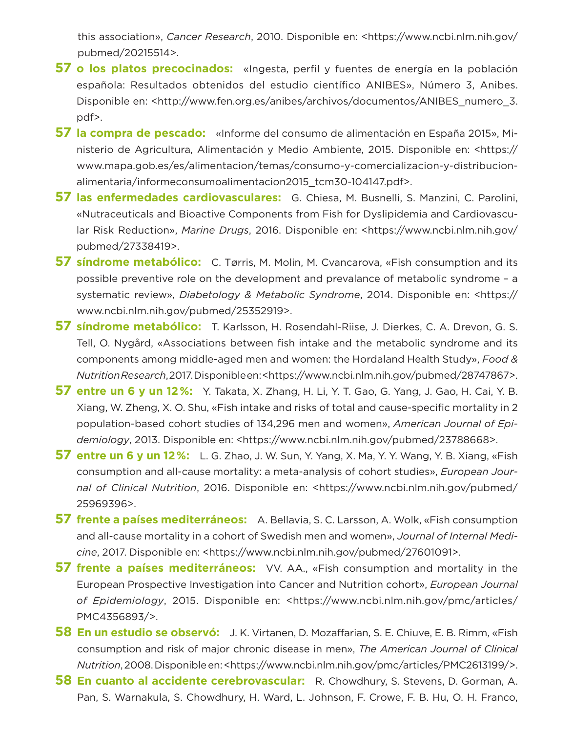this association», *Cancer Research*, 2010. Disponible en: <https://www.ncbi.nlm.nih.gov/pubmed/20215514>.

**57 o los platos precocinados:** «Ingesta, perfil y fuentes de energía en la población española: Resultados obtenidos del estudio científico ANIBES», Número 3, Anibes. Disponible en: <http://www.fen.org.es/anibes/archivos/documentos/ANIBES_numero_3.pdf>.

**57 la compra de pescado:** «Informe del consumo de alimentación en España 2015», Ministerio de Agricultura, Alimentación y Medio Ambiente, 2015. Disponible en: <https://www.mapa.gob.es/es/alimentacion/temas/consumo-y-comercializacion-y-distribucion-alimentaria/informeconsumoalimentacion2015_tcm30-104147.pdf>.

**57 las enfermedades cardiovasculares:** G. Chiesa, M. Busnelli, S. Manzini, C. Parolini, «Nutraceuticals and Bioactive Components from Fish for Dyslipidemia and Cardiovascular Risk Reduction», *Marine Drugs*, 2016. Disponible en: <https://www.ncbi.nlm.nih.gov/pubmed/27338419>.

**57 síndrome metabólico:** C. Tørris, M. Molin, M. Cvancarova, «Fish consumption and its possible preventive role on the development and prevalance of metabolic syndrome – a systematic review», *Diabetology & Metabolic Syndrome*, 2014. Disponible en: <https://www.ncbi.nlm.nih.gov/pubmed/25352919>.

**57 síndrome metabólico:** T. Karlsson, H. Rosendahl-Riise, J. Dierkes, C. A. Drevon, G. S. Tell, O. Nygård, «Associations between fish intake and the metabolic syndrome and its components among middle-aged men and women: the Hordaland Health Study», *Food & Nutrition Research*, 2017. Disponible en: <https://www.ncbi.nlm.nih.gov/pubmed/28747867>.

**57 entre un 6 y un 12 %:** Y. Takata, X. Zhang, H. Li, Y. T. Gao, G. Yang, J. Gao, H. Cai, Y. B. Xiang, W. Zheng, X. O. Shu, «Fish intake and risks of total and cause-specific mortality in 2 population-based cohort studies of 134,296 men and women», *American Journal of Epidemiology*, 2013. Disponible en: <https://www.ncbi.nlm.nih.gov/pubmed/23788668>.

**57 entre un 6 y un 12 %:** L. G. Zhao, J. W. Sun, Y. Yang, X. Ma, Y. Y. Wang, Y. B. Xiang, «Fish consumption and all-cause mortality: a meta-analysis of cohort studies», *European Journal of Clinical Nutrition*, 2016. Disponible en: <https://www.ncbi.nlm.nih.gov/pubmed/25969396>.

**57 frente a países mediterráneos:** A. Bellavia, S. C. Larsson, A. Wolk, «Fish consumption and all-cause mortality in a cohort of Swedish men and women», *Journal of Internal Medicine*, 2017. Disponible en: <https://www.ncbi.nlm.nih.gov/pubmed/27601091>.

**57 frente a países mediterráneos:** VV. AA., «Fish consumption and mortality in the European Prospective Investigation into Cancer and Nutrition cohort», *European Journal of Epidemiology*, 2015. Disponible en: <https://www.ncbi.nlm.nih.gov/pmc/articles/PMC4356893/>.

**58 En un estudio se observó:** J. K. Virtanen, D. Mozaffarian, S. E. Chiuve, E. B. Rimm, «Fish consumption and risk of major chronic disease in men», *The American Journal of Clinical Nutrition*, 2008. Disponible en: <https://www.ncbi.nlm.nih.gov/pmc/articles/PMC2613199/>.

**58 En cuanto al accidente cerebrovascular:** R. Chowdhury, S. Stevens, D. Gorman, A. Pan, S. Warnakula, S. Chowdhury, H. Ward, L. Johnson, F. Crowe, F. B. Hu, O. H. Franco,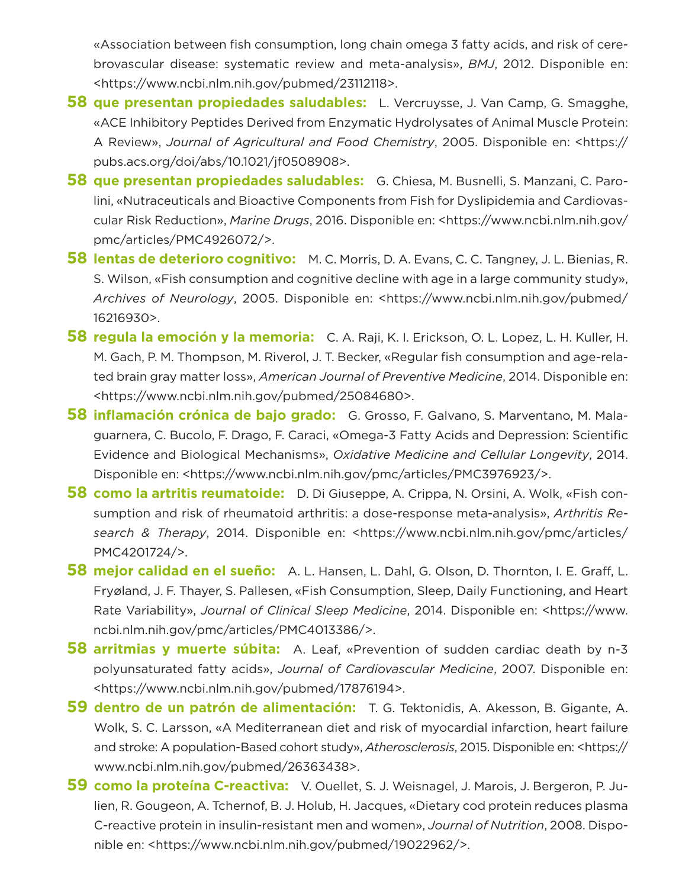«Association between fish consumption, long chain omega 3 fatty acids, and risk of cerebrovascular disease: systematic review and meta-analysis», *BMJ*, 2012. Disponible en: <https://www.ncbi.nlm.nih.gov/pubmed/23112118>.

**58 que presentan propiedades saludables:** L. Vercruysse, J. Van Camp, G. Smagghe, «ACE Inhibitory Peptides Derived from Enzymatic Hydrolysates of Animal Muscle Protein: A Review», *Journal of Agricultural and Food Chemistry*, 2005. Disponible en: <https://pubs.acs.org/doi/abs/10.1021/jf0508908>.

**58 que presentan propiedades saludables:** G. Chiesa, M. Busnelli, S. Manzani, C. Parolini, «Nutraceuticals and Bioactive Components from Fish for Dyslipidemia and Cardiovascular Risk Reduction», *Marine Drugs*, 2016. Disponible en: <https://www.ncbi.nlm.nih.gov/pmc/articles/PMC4926072/>.

**58 lentas de deterioro cognitivo:** M. C. Morris, D. A. Evans, C. C. Tangney, J. L. Bienias, R. S. Wilson, «Fish consumption and cognitive decline with age in a large community study», *Archives of Neurology*, 2005. Disponible en: <https://www.ncbi.nlm.nih.gov/pubmed/16216930>.

**58 regula la emoción y la memoria:** C. A. Raji, K. I. Erickson, O. L. Lopez, L. H. Kuller, H. M. Gach, P. M. Thompson, M. Riverol, J. T. Becker, «Regular fish consumption and age-related brain gray matter loss», *American Journal of Preventive Medicine*, 2014. Disponible en: <https://www.ncbi.nlm.nih.gov/pubmed/25084680>.

**58 inflamación crónica de bajo grado:** G. Grosso, F. Galvano, S. Marventano, M. Malaguarnera, C. Bucolo, F. Drago, F. Caraci, «Omega-3 Fatty Acids and Depression: Scientific Evidence and Biological Mechanisms», *Oxidative Medicine and Cellular Longevity*, 2014. Disponible en: <https://www.ncbi.nlm.nih.gov/pmc/articles/PMC3976923/>.

**58 como la artritis reumatoide:** D. Di Giuseppe, A. Crippa, N. Orsini, A. Wolk, «Fish consumption and risk of rheumatoid arthritis: a dose-response meta-analysis», *Arthritis Research & Therapy*, 2014. Disponible en: <https://www.ncbi.nlm.nih.gov/pmc/articles/PMC4201724/>.

**58 mejor calidad en el sueño:** A. L. Hansen, L. Dahl, G. Olson, D. Thornton, I. E. Graff, L. Frøyland, J. F. Thayer, S. Pallesen, «Fish Consumption, Sleep, Daily Functioning, and Heart Rate Variability», *Journal of Clinical Sleep Medicine*, 2014. Disponible en: <https://www.ncbi.nlm.nih.gov/pmc/articles/PMC4013386/>.

**58 arritmias y muerte súbita:** A. Leaf, «Prevention of sudden cardiac death by n-3 polyunsaturated fatty acids», *Journal of Cardiovascular Medicine*, 2007. Disponible en: <https://www.ncbi.nlm.nih.gov/pubmed/17876194>.

**59 dentro de un patrón de alimentación:** T. G. Tektonidis, A. Akesson, B. Gigante, A. Wolk, S. C. Larsson, «A Mediterranean diet and risk of myocardial infarction, heart failure and stroke: A population-Based cohort study», *Atherosclerosis*, 2015. Disponible en: <https://www.ncbi.nlm.nih.gov/pubmed/26363438>.

**59 como la proteína C-reactiva:** V. Ouellet, S. J. Weisnagel, J. Marois, J. Bergeron, P. Julien, R. Gougeon, A. Tchernof, B. J. Holub, H. Jacques, «Dietary cod protein reduces plasma C-reactive protein in insulin-resistant men and women», *Journal of Nutrition*, 2008. Disponible en: <https://www.ncbi.nlm.nih.gov/pubmed/19022962/>.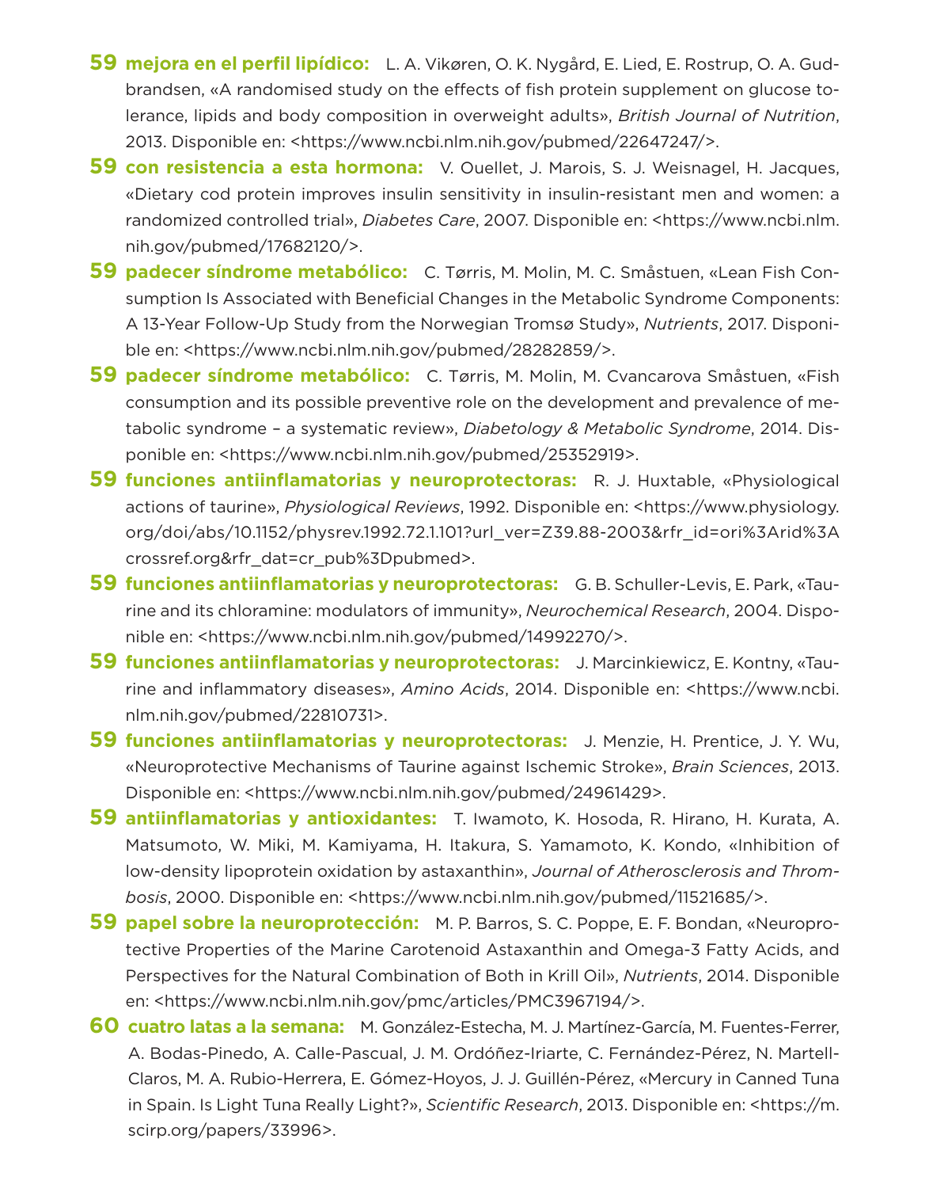**59 mejora en el perfil lipídico:** L. A. Vikøren, O. K. Nygård, E. Lied, E. Rostrup, O. A. Gudbrandsen, «A randomised study on the effects of fish protein supplement on glucose tolerance, lipids and body composition in overweight adults», *British Journal of Nutrition*, 2013. Disponible en: <https://www.ncbi.nlm.nih.gov/pubmed/22647247/>.

**59 con resistencia a esta hormona:** V. Ouellet, J. Marois, S. J. Weisnagel, H. Jacques, «Dietary cod protein improves insulin sensitivity in insulin-resistant men and women: a randomized controlled trial», *Diabetes Care*, 2007. Disponible en: <https://www.ncbi.nlm.nih.gov/pubmed/17682120/>.

**59 padecer síndrome metabólico:** C. Tørris, M. Molin, M. C. Småstuen, «Lean Fish Consumption Is Associated with Beneficial Changes in the Metabolic Syndrome Components: A 13-Year Follow-Up Study from the Norwegian Tromsø Study», *Nutrients*, 2017. Disponible en: <https://www.ncbi.nlm.nih.gov/pubmed/28282859/>.

**59 padecer síndrome metabólico:** C. Tørris, M. Molin, M. Cvancarova Småstuen, «Fish consumption and its possible preventive role on the development and prevalence of metabolic syndrome – a systematic review», *Diabetology & Metabolic Syndrome*, 2014. Disponible en: <https://www.ncbi.nlm.nih.gov/pubmed/25352919>.

**59 funciones antiinflamatorias y neuroprotectoras:** R. J. Huxtable, «Physiological actions of taurine», *Physiological Reviews*, 1992. Disponible en: <https://www.physiology.org/doi/abs/10.1152/physrev.1992.72.1.101?url_ver=Z39.88-2003&rfr_id=ori%3Arid%3Acrossref.org&rfr_dat=cr_pub%3Dpubmed>.

**59 funciones antiinflamatorias y neuroprotectoras:** G. B. Schuller-Levis, E. Park, «Taurine and its chloramine: modulators of immunity», *Neurochemical Research*, 2004. Disponible en: <https://www.ncbi.nlm.nih.gov/pubmed/14992270/>.

**59 funciones antiinflamatorias y neuroprotectoras:** J. Marcinkiewicz, E. Kontny, «Taurine and inflammatory diseases», *Amino Acids*, 2014. Disponible en: <https://www.ncbi.nlm.nih.gov/pubmed/22810731>.

**59 funciones antiinflamatorias y neuroprotectoras:** J. Menzie, H. Prentice, J. Y. Wu, «Neuroprotective Mechanisms of Taurine against Ischemic Stroke», *Brain Sciences*, 2013. Disponible en: <https://www.ncbi.nlm.nih.gov/pubmed/24961429>.

**59 antiinflamatorias y antioxidantes:** T. Iwamoto, K. Hosoda, R. Hirano, H. Kurata, A. Matsumoto, W. Miki, M. Kamiyama, H. Itakura, S. Yamamoto, K. Kondo, «Inhibition of low-density lipoprotein oxidation by astaxanthin», *Journal of Atherosclerosis and Thrombosis*, 2000. Disponible en: <https://www.ncbi.nlm.nih.gov/pubmed/11521685/>.

**59 papel sobre la neuroprotección:** M. P. Barros, S. C. Poppe, E. F. Bondan, «Neuroprotective Properties of the Marine Carotenoid Astaxanthin and Omega-3 Fatty Acids, and Perspectives for the Natural Combination of Both in Krill Oil», *Nutrients*, 2014. Disponible en: <https://www.ncbi.nlm.nih.gov/pmc/articles/PMC3967194/>.

**60 cuatro latas a la semana:** M. González-Estecha, M. J. Martínez-García, M. Fuentes-Ferrer, A. Bodas-Pinedo, A. Calle-Pascual, J. M. Ordóñez-Iriarte, C. Fernández-Pérez, N. Martell-Claros, M. A. Rubio-Herrera, E. Gómez-Hoyos, J. J. Guillén-Pérez, «Mercury in Canned Tuna in Spain. Is Light Tuna Really Light?», *Scientific Research*, 2013. Disponible en: <https://m.scirp.org/papers/33996>.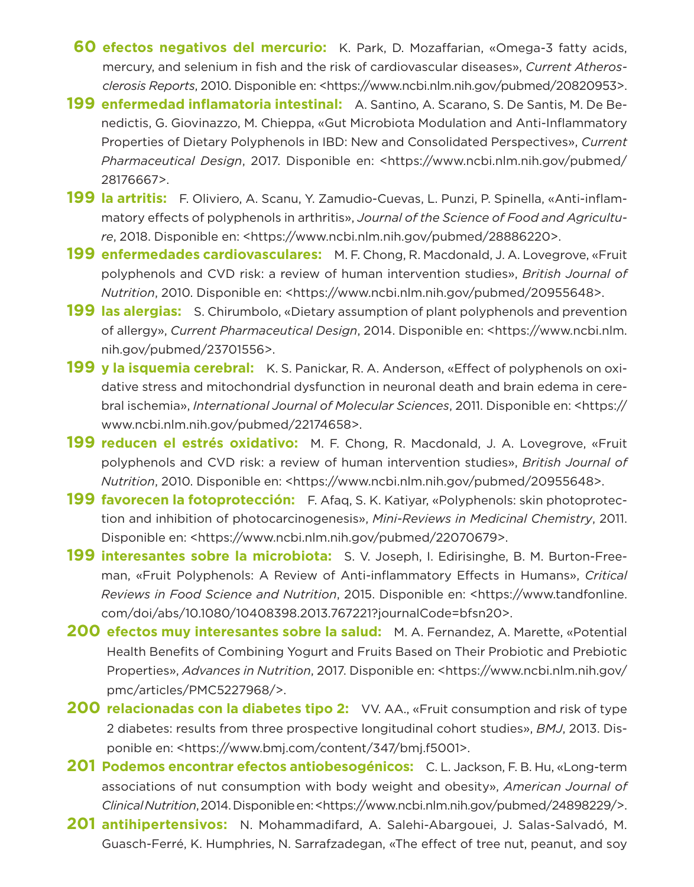**60 efectos negativos del mercurio:** K. Park, D. Mozaffarian, «Omega-3 fatty acids, mercury, and selenium in fish and the risk of cardiovascular diseases», *Current Atherosclerosis Reports*, 2010. Disponible en: <https://www.ncbi.nlm.nih.gov/pubmed/20820953>.

**199 enfermedad inflamatoria intestinal:** A. Santino, A. Scarano, S. De Santis, M. De Benedictis, G. Giovinazzo, M. Chieppa, «Gut Microbiota Modulation and Anti-Inflammatory Properties of Dietary Polyphenols in IBD: New and Consolidated Perspectives», *Current Pharmaceutical Design*, 2017. Disponible en: <https://www.ncbi.nlm.nih.gov/pubmed/28176667>.

**199 la artritis:** F. Oliviero, A. Scanu, Y. Zamudio-Cuevas, L. Punzi, P. Spinella, «Anti-inflammatory effects of polyphenols in arthritis», *Journal of the Science of Food and Agriculture*, 2018. Disponible en: <https://www.ncbi.nlm.nih.gov/pubmed/28886220>.

**199 enfermedades cardiovasculares:** M. F. Chong, R. Macdonald, J. A. Lovegrove, «Fruit polyphenols and CVD risk: a review of human intervention studies», *British Journal of Nutrition*, 2010. Disponible en: <https://www.ncbi.nlm.nih.gov/pubmed/20955648>.

**199 las alergias:** S. Chirumbolo, «Dietary assumption of plant polyphenols and prevention of allergy», *Current Pharmaceutical Design*, 2014. Disponible en: <https://www.ncbi.nlm.nih.gov/pubmed/23701556>.

**199 y la isquemia cerebral:** K. S. Panickar, R. A. Anderson, «Effect of polyphenols on oxidative stress and mitochondrial dysfunction in neuronal death and brain edema in cerebral ischemia», *International Journal of Molecular Sciences*, 2011. Disponible en: <https://www.ncbi.nlm.nih.gov/pubmed/22174658>.

**199 reducen el estrés oxidativo:** M. F. Chong, R. Macdonald, J. A. Lovegrove, «Fruit polyphenols and CVD risk: a review of human intervention studies», *British Journal of Nutrition*, 2010. Disponible en: <https://www.ncbi.nlm.nih.gov/pubmed/20955648>.

**199 favorecen la fotoprotección:** F. Afaq, S. K. Katiyar, «Polyphenols: skin photoprotection and inhibition of photocarcinogenesis», *Mini-Reviews in Medicinal Chemistry*, 2011. Disponible en: <https://www.ncbi.nlm.nih.gov/pubmed/22070679>.

**199 interesantes sobre la microbiota:** S. V. Joseph, I. Edirisinghe, B. M. Burton-Freeman, «Fruit Polyphenols: A Review of Anti-inflammatory Effects in Humans», *Critical Reviews in Food Science and Nutrition*, 2015. Disponible en: <https://www.tandfonline.com/doi/abs/10.1080/10408398.2013.767221?journalCode=bfsn20>.

**200 efectos muy interesantes sobre la salud:** M. A. Fernandez, A. Marette, «Potential Health Benefits of Combining Yogurt and Fruits Based on Their Probiotic and Prebiotic Properties», *Advances in Nutrition*, 2017. Disponible en: <https://www.ncbi.nlm.nih.gov/pmc/articles/PMC5227968/>.

**200 relacionadas con la diabetes tipo 2:** VV. AA., «Fruit consumption and risk of type 2 diabetes: results from three prospective longitudinal cohort studies», *BMJ*, 2013. Disponible en: <https://www.bmj.com/content/347/bmj.f5001>.

**201 Podemos encontrar efectos antiobesogénicos:** C. L. Jackson, F. B. Hu, «Long-term associations of nut consumption with body weight and obesity», *American Journal of Clinical Nutrition*, 2014. Disponible en: <https://www.ncbi.nlm.nih.gov/pubmed/24898229/>.

**201 antihipertensivos:** N. Mohammadifard, A. Salehi-Abargouei, J. Salas-Salvadó, M. Guasch-Ferré, K. Humphries, N. Sarrafzadegan, «The effect of tree nut, peanut, and soy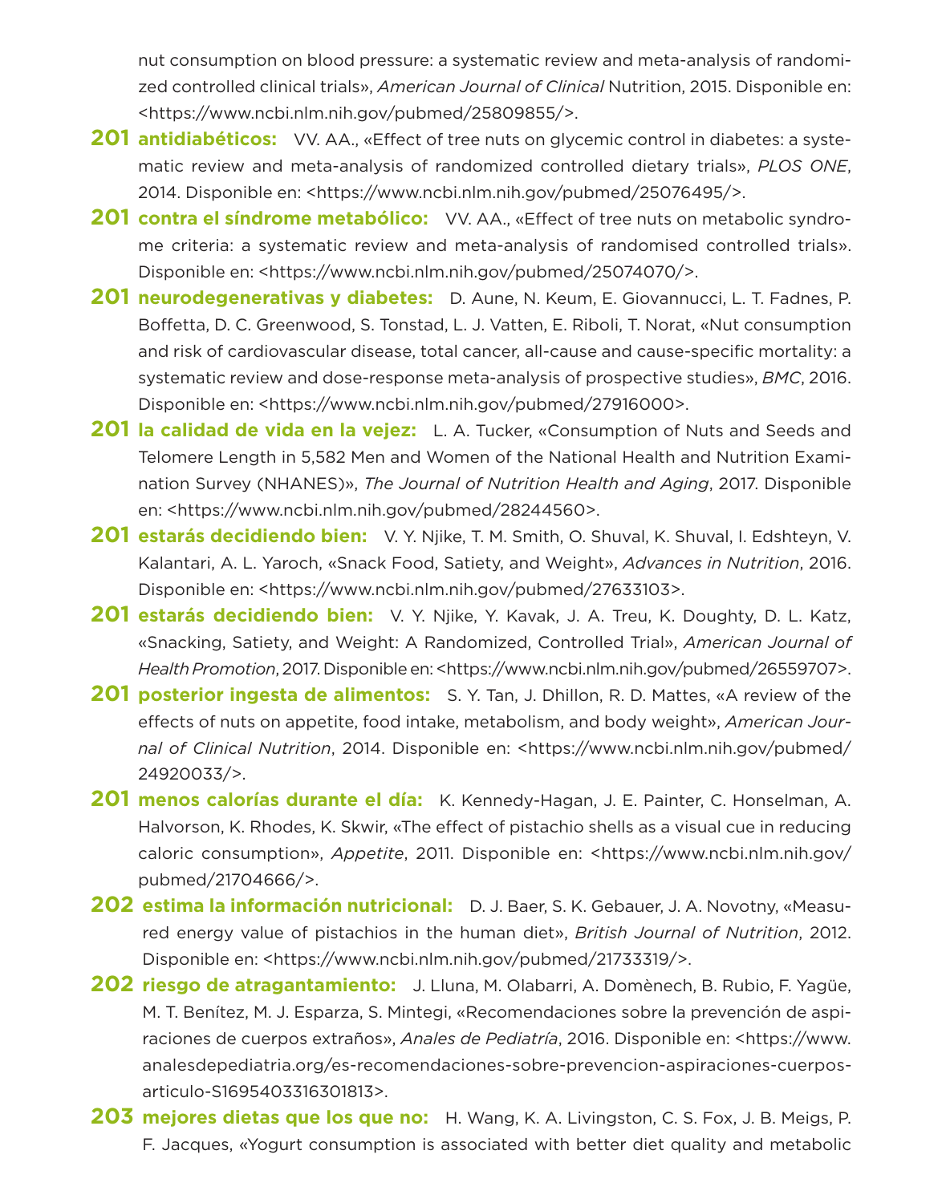nut consumption on blood pressure: a systematic review and meta-analysis of randomized controlled clinical trials», *American Journal of Clinical* Nutrition, 2015. Disponible en: <https://www.ncbi.nlm.nih.gov/pubmed/25809855/>.

**201 antidiabéticos:** VV. AA., «Effect of tree nuts on glycemic control in diabetes: a systematic review and meta-analysis of randomized controlled dietary trials», *PLOS ONE*, 2014. Disponible en: <https://www.ncbi.nlm.nih.gov/pubmed/25076495/>.

**201 contra el síndrome metabólico:** VV. AA., «Effect of tree nuts on metabolic syndrome criteria: a systematic review and meta-analysis of randomised controlled trials». Disponible en: <https://www.ncbi.nlm.nih.gov/pubmed/25074070/>.

**201 neurodegenerativas y diabetes:** D. Aune, N. Keum, E. Giovannucci, L. T. Fadnes, P. Boffetta, D. C. Greenwood, S. Tonstad, L. J. Vatten, E. Riboli, T. Norat, «Nut consumption and risk of cardiovascular disease, total cancer, all-cause and cause-specific mortality: a systematic review and dose-response meta-analysis of prospective studies», *BMC*, 2016. Disponible en: <https://www.ncbi.nlm.nih.gov/pubmed/27916000>.

**201 la calidad de vida en la vejez:** L. A. Tucker, «Consumption of Nuts and Seeds and Telomere Length in 5,582 Men and Women of the National Health and Nutrition Examination Survey (NHANES)», *The Journal of Nutrition Health and Aging*, 2017. Disponible en: <https://www.ncbi.nlm.nih.gov/pubmed/28244560>.

**201 estarás decidiendo bien:** V. Y. Njike, T. M. Smith, O. Shuval, K. Shuval, I. Edshteyn, V. Kalantari, A. L. Yaroch, «Snack Food, Satiety, and Weight», *Advances in Nutrition*, 2016. Disponible en: <https://www.ncbi.nlm.nih.gov/pubmed/27633103>.

**201 estarás decidiendo bien:** V. Y. Njike, Y. Kavak, J. A. Treu, K. Doughty, D. L. Katz, «Snacking, Satiety, and Weight: A Randomized, Controlled Trial», *American Journal of Health Promotion*, 2017. Disponible en: <https://www.ncbi.nlm.nih.gov/pubmed/26559707>.

**201 posterior ingesta de alimentos:** S. Y. Tan, J. Dhillon, R. D. Mattes, «A review of the effects of nuts on appetite, food intake, metabolism, and body weight», *American Journal of Clinical Nutrition*, 2014. Disponible en: <https://www.ncbi.nlm.nih.gov/pubmed/24920033/>.

**201 menos calorías durante el día:** K. Kennedy-Hagan, J. E. Painter, C. Honselman, A. Halvorson, K. Rhodes, K. Skwir, «The effect of pistachio shells as a visual cue in reducing caloric consumption», *Appetite*, 2011. Disponible en: <https://www.ncbi.nlm.nih.gov/pubmed/21704666/>.

**202 estima la información nutricional:** D. J. Baer, S. K. Gebauer, J. A. Novotny, «Measured energy value of pistachios in the human diet», *British Journal of Nutrition*, 2012. Disponible en: <https://www.ncbi.nlm.nih.gov/pubmed/21733319/>.

**202 riesgo de atragantamiento:** J. Lluna, M. Olabarri, A. Domènech, B. Rubio, F. Yagüe, M. T. Benítez, M. J. Esparza, S. Mintegi, «Recomendaciones sobre la prevención de aspiraciones de cuerpos extraños», *Anales de Pediatría*, 2016. Disponible en: <https://www.analesdepediatria.org/es-recomendaciones-sobre-prevencion-aspiraciones-cuerpos-articulo-S1695403316301813>.

**203 mejores dietas que los que no:** H. Wang, K. A. Livingston, C. S. Fox, J. B. Meigs, P. F. Jacques, «Yogurt consumption is associated with better diet quality and metabolic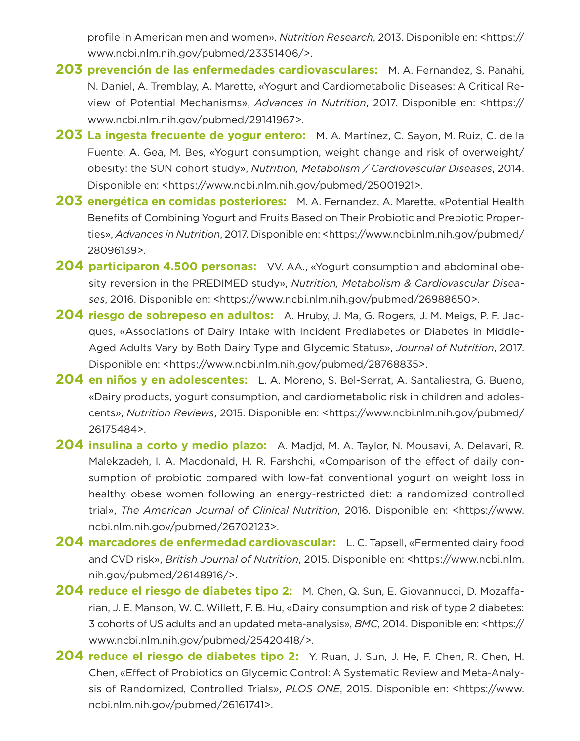profile in American men and women», *Nutrition Research*, 2013. Disponible en: <https://www.ncbi.nlm.nih.gov/pubmed/23351406/>.

**203 prevención de las enfermedades cardiovasculares:** M. A. Fernandez, S. Panahi, N. Daniel, A. Tremblay, A. Marette, «Yogurt and Cardiometabolic Diseases: A Critical Review of Potential Mechanisms», *Advances in Nutrition*, 2017. Disponible en: <https://www.ncbi.nlm.nih.gov/pubmed/29141967>.

**203 La ingesta frecuente de yogur entero:** M. A. Martínez, C. Sayon, M. Ruiz, C. de la Fuente, A. Gea, M. Bes, «Yogurt consumption, weight change and risk of overweight/obesity: the SUN cohort study», *Nutrition, Metabolism / Cardiovascular Diseases*, 2014. Disponible en: <https://www.ncbi.nlm.nih.gov/pubmed/25001921>.

**203 energética en comidas posteriores:** M. A. Fernandez, A. Marette, «Potential Health Benefits of Combining Yogurt and Fruits Based on Their Probiotic and Prebiotic Properties», *Advances in Nutrition*, 2017. Disponible en: <https://www.ncbi.nlm.nih.gov/pubmed/28096139>.

**204 participaron 4.500 personas:** VV. AA., «Yogurt consumption and abdominal obesity reversion in the PREDIMED study», *Nutrition, Metabolism & Cardiovascular Diseases*, 2016. Disponible en: <https://www.ncbi.nlm.nih.gov/pubmed/26988650>.

**204 riesgo de sobrepeso en adultos:** A. Hruby, J. Ma, G. Rogers, J. M. Meigs, P. F. Jacques, «Associations of Dairy Intake with Incident Prediabetes or Diabetes in Middle-Aged Adults Vary by Both Dairy Type and Glycemic Status», *Journal of Nutrition*, 2017. Disponible en: <https://www.ncbi.nlm.nih.gov/pubmed/28768835>.

**204 en niños y en adolescentes:** L. A. Moreno, S. Bel-Serrat, A. Santaliestra, G. Bueno, «Dairy products, yogurt consumption, and cardiometabolic risk in children and adolescents», *Nutrition Reviews*, 2015. Disponible en: <https://www.ncbi.nlm.nih.gov/pubmed/26175484>.

**204 insulina a corto y medio plazo:** A. Madjd, M. A. Taylor, N. Mousavi, A. Delavari, R. Malekzadeh, I. A. Macdonald, H. R. Farshchi, «Comparison of the effect of daily consumption of probiotic compared with low-fat conventional yogurt on weight loss in healthy obese women following an energy-restricted diet: a randomized controlled trial», *The American Journal of Clinical Nutrition*, 2016. Disponible en: <https://www.ncbi.nlm.nih.gov/pubmed/26702123>.

**204 marcadores de enfermedad cardiovascular:** L. C. Tapsell, «Fermented dairy food and CVD risk», *British Journal of Nutrition*, 2015. Disponible en: <https://www.ncbi.nlm.nih.gov/pubmed/26148916/>.

**204 reduce el riesgo de diabetes tipo 2:** M. Chen, Q. Sun, E. Giovannucci, D. Mozaffarian, J. E. Manson, W. C. Willett, F. B. Hu, «Dairy consumption and risk of type 2 diabetes: 3 cohorts of US adults and an updated meta-analysis», *BMC*, 2014. Disponible en: <https://www.ncbi.nlm.nih.gov/pubmed/25420418/>.

**204 reduce el riesgo de diabetes tipo 2:** Y. Ruan, J. Sun, J. He, F. Chen, R. Chen, H. Chen, «Effect of Probiotics on Glycemic Control: A Systematic Review and Meta-Analysis of Randomized, Controlled Trials», *PLOS ONE*, 2015. Disponible en: <https://www.ncbi.nlm.nih.gov/pubmed/26161741>.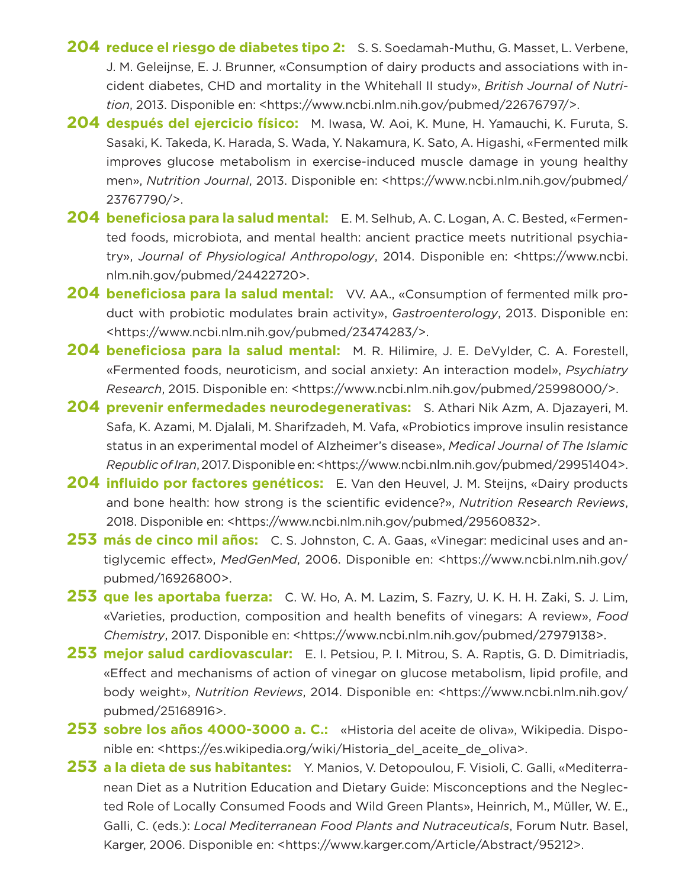**204 reduce el riesgo de diabetes tipo 2:** S. S. Soedamah-Muthu, G. Masset, L. Verbene, J. M. Geleijnse, E. J. Brunner, «Consumption of dairy products and associations with incident diabetes, CHD and mortality in the Whitehall II study», *British Journal of Nutrition*, 2013. Disponible en: <https://www.ncbi.nlm.nih.gov/pubmed/22676797/>.

**204 después del ejercicio físico:** M. Iwasa, W. Aoi, K. Mune, H. Yamauchi, K. Furuta, S. Sasaki, K. Takeda, K. Harada, S. Wada, Y. Nakamura, K. Sato, A. Higashi, «Fermented milk improves glucose metabolism in exercise-induced muscle damage in young healthy men», *Nutrition Journal*, 2013. Disponible en: <https://www.ncbi.nlm.nih.gov/pubmed/23767790/>.

**204 beneficiosa para la salud mental:** E. M. Selhub, A. C. Logan, A. C. Bested, «Fermented foods, microbiota, and mental health: ancient practice meets nutritional psychiatry», *Journal of Physiological Anthropology*, 2014. Disponible en: <https://www.ncbi.nlm.nih.gov/pubmed/24422720>.

**204 beneficiosa para la salud mental:** VV. AA., «Consumption of fermented milk product with probiotic modulates brain activity», *Gastroenterology*, 2013. Disponible en: <https://www.ncbi.nlm.nih.gov/pubmed/23474283/>.

**204 beneficiosa para la salud mental:** M. R. Hilimire, J. E. DeVylder, C. A. Forestell, «Fermented foods, neuroticism, and social anxiety: An interaction model», *Psychiatry Research*, 2015. Disponible en: <https://www.ncbi.nlm.nih.gov/pubmed/25998000/>.

**204 prevenir enfermedades neurodegenerativas:** S. Athari Nik Azm, A. Djazayeri, M. Safa, K. Azami, M. Djalali, M. Sharifzadeh, M. Vafa, «Probiotics improve insulin resistance status in an experimental model of Alzheimer's disease», *Medical Journal of The Islamic Republic of Iran*, 2017. Disponible en: <https://www.ncbi.nlm.nih.gov/pubmed/29951404>.

**204 influido por factores genéticos:** E. Van den Heuvel, J. M. Steijns, «Dairy products and bone health: how strong is the scientific evidence?», *Nutrition Research Reviews*, 2018. Disponible en: <https://www.ncbi.nlm.nih.gov/pubmed/29560832>.

**253 más de cinco mil años:** C. S. Johnston, C. A. Gaas, «Vinegar: medicinal uses and antiglycemic effect», *MedGenMed*, 2006. Disponible en: <https://www.ncbi.nlm.nih.gov/pubmed/16926800>.

**253 que les aportaba fuerza:** C. W. Ho, A. M. Lazim, S. Fazry, U. K. H. H. Zaki, S. J. Lim, «Varieties, production, composition and health benefits of vinegars: A review», *Food Chemistry*, 2017. Disponible en: <https://www.ncbi.nlm.nih.gov/pubmed/27979138>.

**253 mejor salud cardiovascular:** E. I. Petsiou, P. I. Mitrou, S. A. Raptis, G. D. Dimitriadis, «Effect and mechanisms of action of vinegar on glucose metabolism, lipid profile, and body weight», *Nutrition Reviews*, 2014. Disponible en: <https://www.ncbi.nlm.nih.gov/pubmed/25168916>.

**253 sobre los años 4000-3000 a. C.:** «Historia del aceite de oliva», Wikipedia. Disponible en: <https://es.wikipedia.org/wiki/Historia_del_aceite_de_oliva>.

**253 a la dieta de sus habitantes:** Y. Manios, V. Detopoulou, F. Visioli, C. Galli, «Mediterranean Diet as a Nutrition Education and Dietary Guide: Misconceptions and the Neglected Role of Locally Consumed Foods and Wild Green Plants», Heinrich, M., Müller, W. E., Galli, C. (eds.): *Local Mediterranean Food Plants and Nutraceuticals*, Forum Nutr. Basel, Karger, 2006. Disponible en: <https://www.karger.com/Article/Abstract/95212>.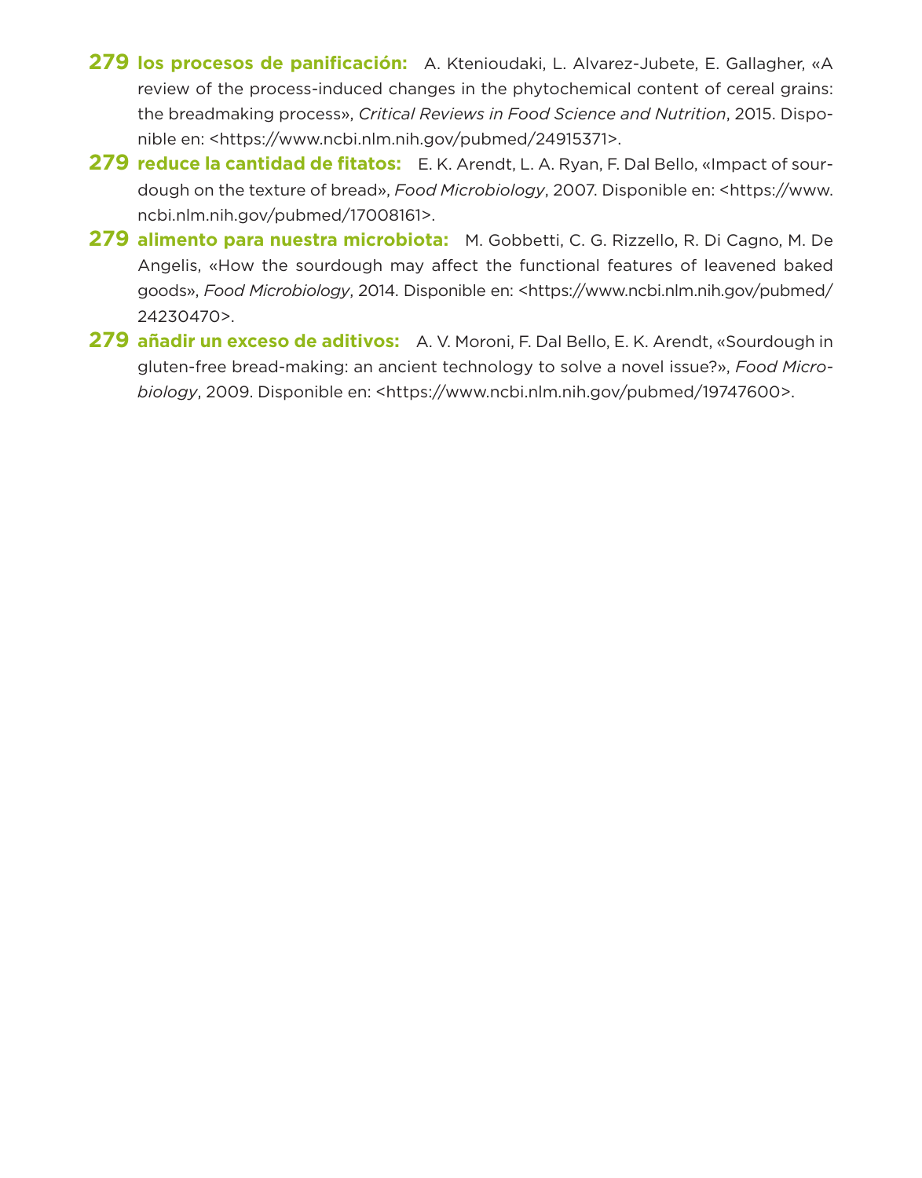**279 los procesos de panificación:** A. Ktenioudaki, L. Alvarez-Jubete, E. Gallagher, «A review of the process-induced changes in the phytochemical content of cereal grains: the breadmaking process», *Critical Reviews in Food Science and Nutrition*, 2015. Disponible en: <https://www.ncbi.nlm.nih.gov/pubmed/24915371>.

**279 reduce la cantidad de fitatos:** E. K. Arendt, L. A. Ryan, F. Dal Bello, «Impact of sourdough on the texture of bread», *Food Microbiology*, 2007. Disponible en: <https://www.ncbi.nlm.nih.gov/pubmed/17008161>.

**279 alimento para nuestra microbiota:** M. Gobbetti, C. G. Rizzello, R. Di Cagno, M. De Angelis, «How the sourdough may affect the functional features of leavened baked goods», *Food Microbiology*, 2014. Disponible en: <https://www.ncbi.nlm.nih.gov/pubmed/24230470>.

**279 añadir un exceso de aditivos:** A. V. Moroni, F. Dal Bello, E. K. Arendt, «Sourdough in gluten-free bread-making: an ancient technology to solve a novel issue?», *Food Microbiology*, 2009. Disponible en: <https://www.ncbi.nlm.nih.gov/pubmed/19747600>.